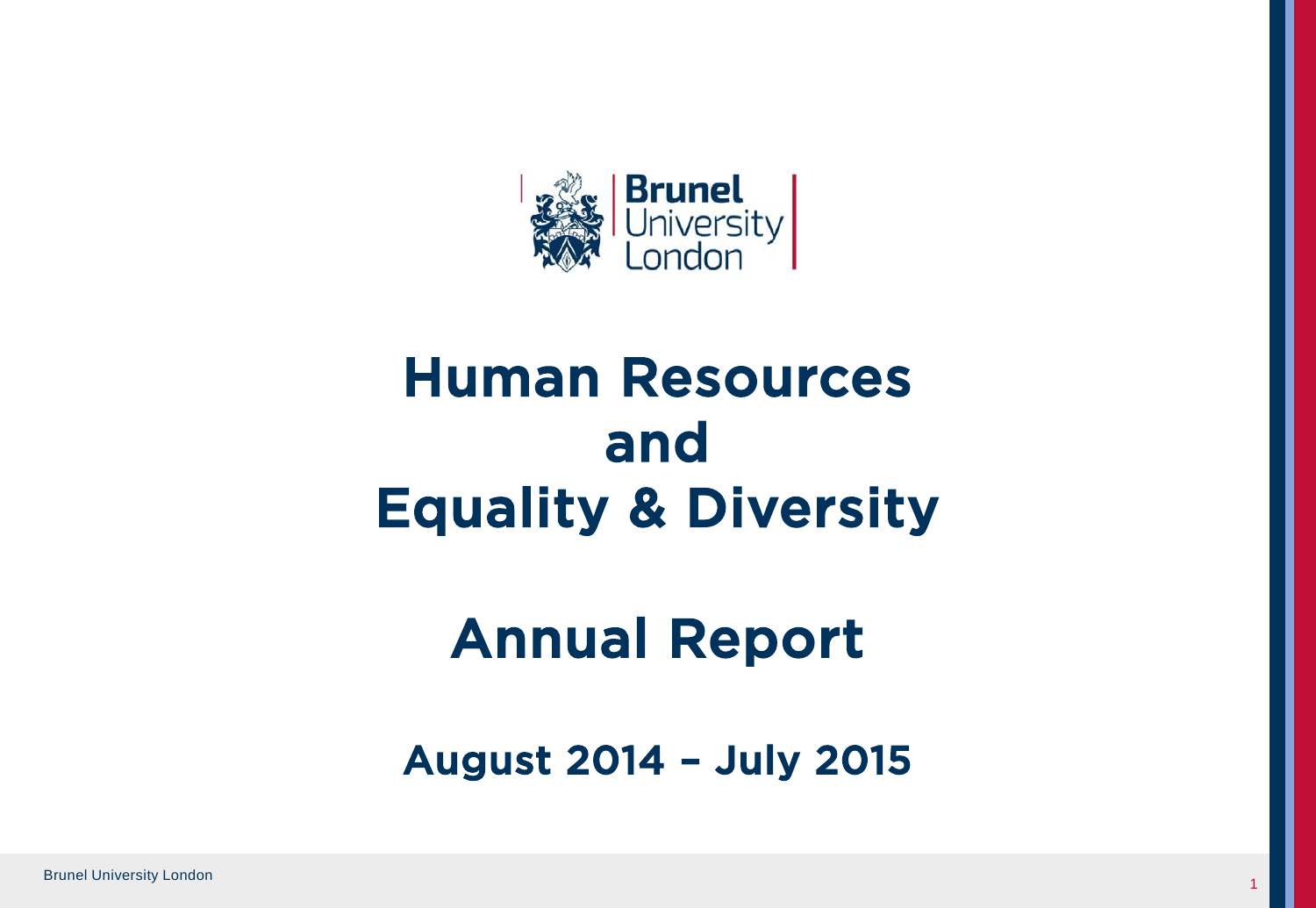Brunel University London

# Human Resources and Equality & Diversity

# Annual Report

## August 2014 – July 2015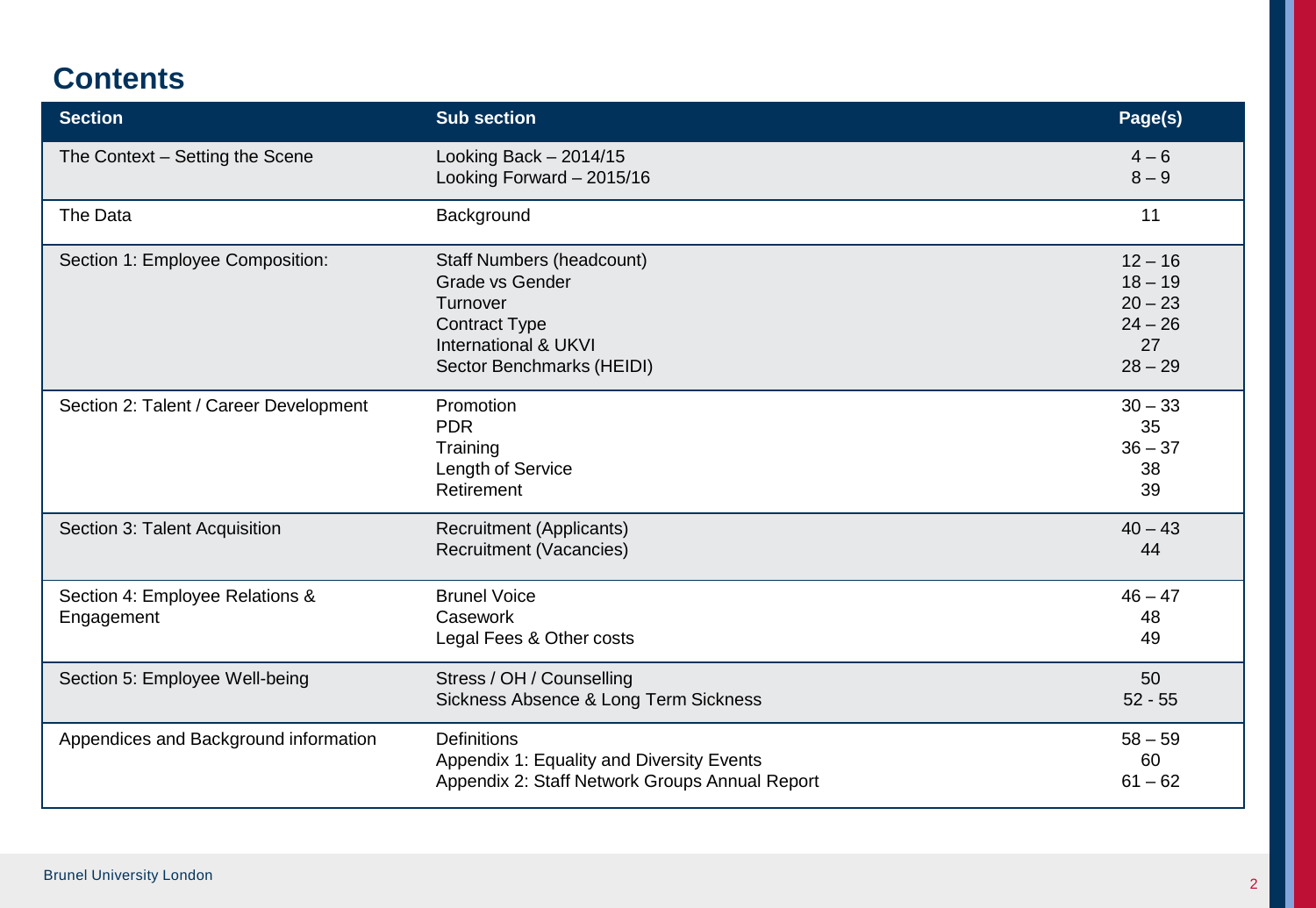# Contents

| Section | Sub section | Page(s) |
|---|---|---|
| The Context – Setting the Scene | Looking Back – 2014/15<br>Looking Forward – 2015/16 | 4 – 6<br>8 – 9 |
| The Data | Background | 11 |
| Section 1: Employee Composition: | Staff Numbers (headcount)<br>Grade vs Gender<br>Turnover<br>Contract Type<br>International & UKVI<br>Sector Benchmarks (HEIDI) | 12 – 16<br>18 – 19<br>20 – 23<br>24 – 26<br>27<br>28 – 29 |
| Section 2: Talent / Career Development | Promotion<br>PDR<br>Training<br>Length of Service<br>Retirement | 30 – 33<br>35<br>36 – 37<br>38<br>39 |
| Section 3: Talent Acquisition | Recruitment (Applicants)<br>Recruitment (Vacancies) | 40 – 43<br>44 |
| Section 4: Employee Relations & Engagement | Brunel Voice<br>Casework<br>Legal Fees & Other costs | 46 – 47<br>48<br>49 |
| Section 5: Employee Well-being | Stress / OH / Counselling<br>Sickness Absence & Long Term Sickness | 50<br>52 - 55 |
| Appendices and Background information | Definitions<br>Appendix 1: Equality and Diversity Events<br>Appendix 2: Staff Network Groups Annual Report | 58 – 59<br>60<br>61 – 62 |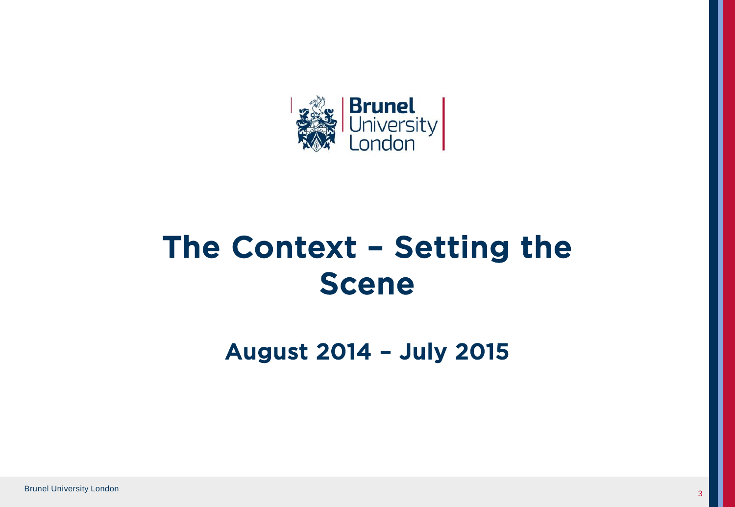# The Context – Setting the Scene

## August 2014 – July 2015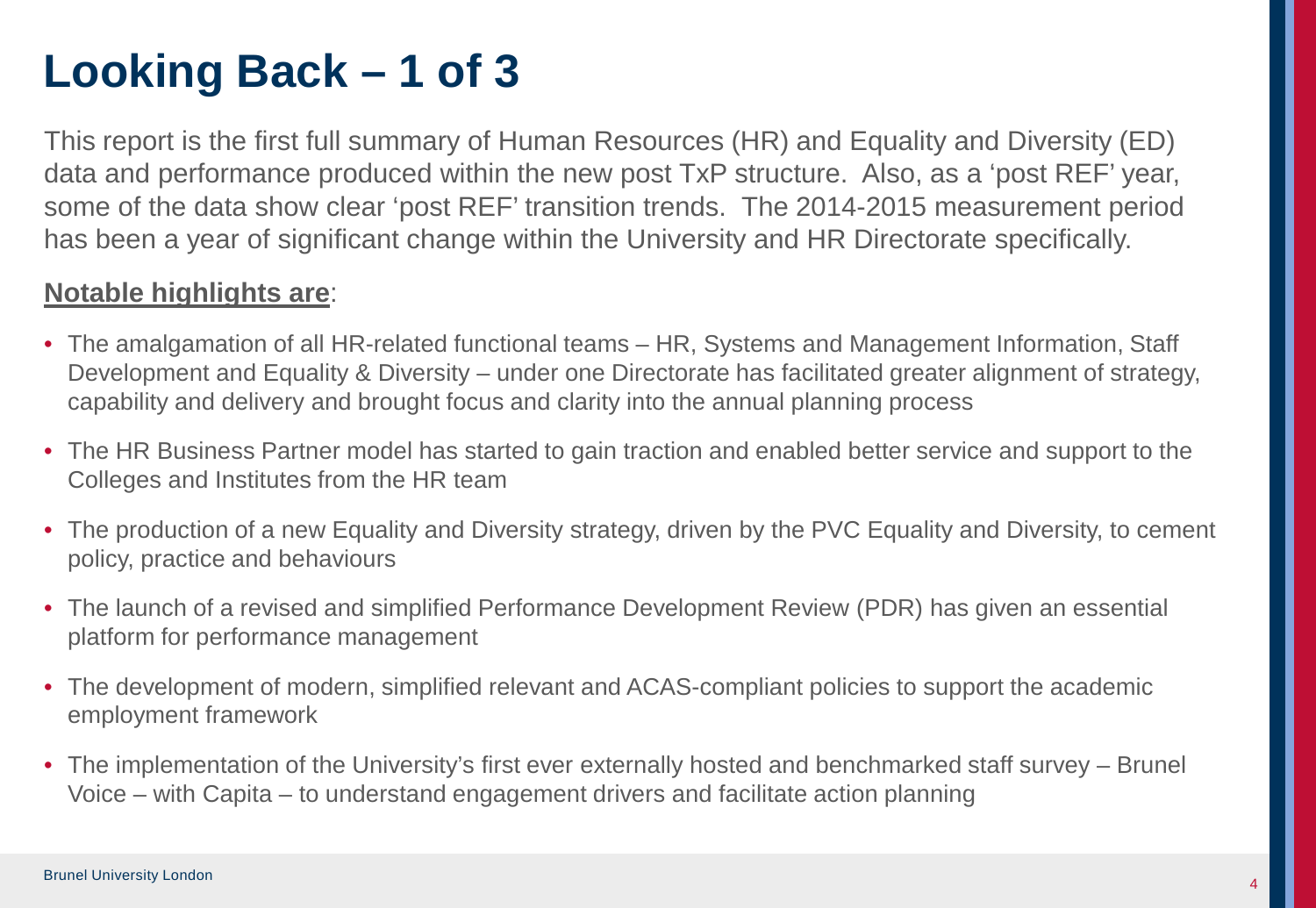# Looking Back – 1 of 3

This report is the first full summary of Human Resources (HR) and Equality and Diversity (ED) data and performance produced within the new post TxP structure. Also, as a 'post REF' year, some of the data show clear 'post REF' transition trends. The 2014-2015 measurement period has been a year of significant change within the University and HR Directorate specifically.

**Notable highlights are**:

- The amalgamation of all HR-related functional teams – HR, Systems and Management Information, Staff Development and Equality & Diversity – under one Directorate has facilitated greater alignment of strategy, capability and delivery and brought focus and clarity into the annual planning process
- The HR Business Partner model has started to gain traction and enabled better service and support to the Colleges and Institutes from the HR team
- The production of a new Equality and Diversity strategy, driven by the PVC Equality and Diversity, to cement policy, practice and behaviours
- The launch of a revised and simplified Performance Development Review (PDR) has given an essential platform for performance management
- The development of modern, simplified relevant and ACAS-compliant policies to support the academic employment framework
- The implementation of the University's first ever externally hosted and benchmarked staff survey – Brunel Voice – with Capita – to understand engagement drivers and facilitate action planning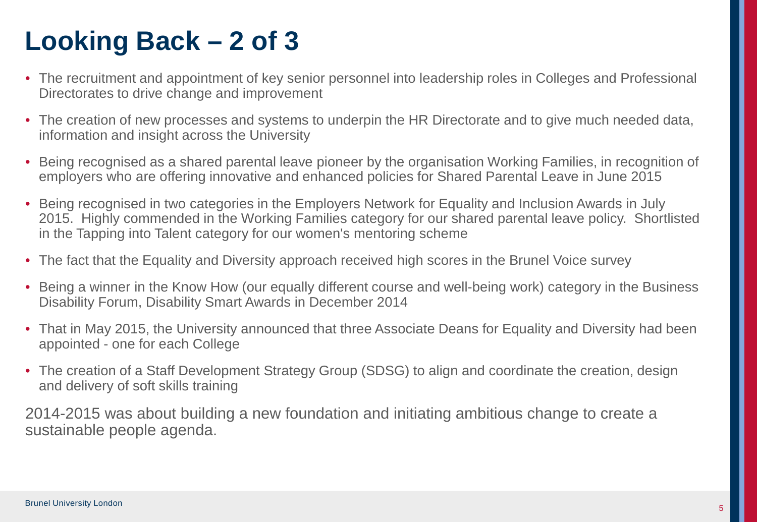# Looking Back – 2 of 3

- The recruitment and appointment of key senior personnel into leadership roles in Colleges and Professional Directorates to drive change and improvement
- The creation of new processes and systems to underpin the HR Directorate and to give much needed data, information and insight across the University
- Being recognised as a shared parental leave pioneer by the organisation Working Families, in recognition of employers who are offering innovative and enhanced policies for Shared Parental Leave in June 2015
- Being recognised in two categories in the Employers Network for Equality and Inclusion Awards in July 2015. Highly commended in the Working Families category for our shared parental leave policy. Shortlisted in the Tapping into Talent category for our women's mentoring scheme
- The fact that the Equality and Diversity approach received high scores in the Brunel Voice survey
- Being a winner in the Know How (our equally different course and well-being work) category in the Business Disability Forum, Disability Smart Awards in December 2014
- That in May 2015, the University announced that three Associate Deans for Equality and Diversity had been appointed - one for each College
- The creation of a Staff Development Strategy Group (SDSG) to align and coordinate the creation, design and delivery of soft skills training

2014-2015 was about building a new foundation and initiating ambitious change to create a sustainable people agenda.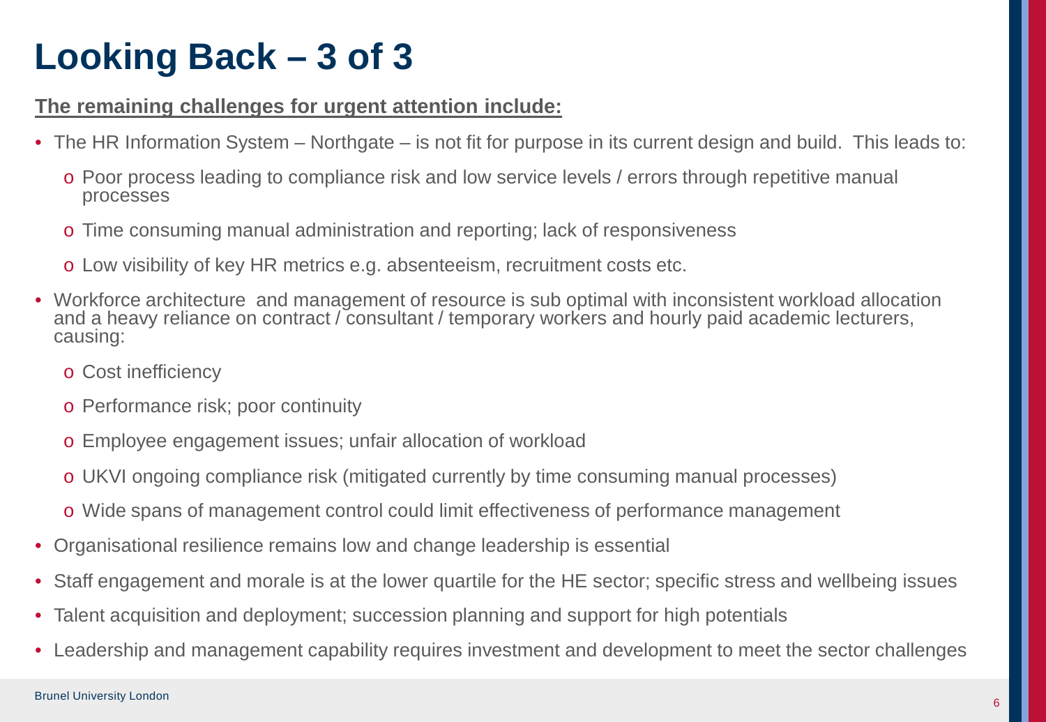# Looking Back – 3 of 3

**The remaining challenges for urgent attention include:**

- The HR Information System – Northgate – is not fit for purpose in its current design and build. This leads to:
  - Poor process leading to compliance risk and low service levels / errors through repetitive manual processes
  - Time consuming manual administration and reporting; lack of responsiveness
  - Low visibility of key HR metrics e.g. absenteeism, recruitment costs etc.
- Workforce architecture and management of resource is sub optimal with inconsistent workload allocation and a heavy reliance on contract / consultant / temporary workers and hourly paid academic lecturers, causing:
  - Cost inefficiency
  - Performance risk; poor continuity
  - Employee engagement issues; unfair allocation of workload
  - UKVI ongoing compliance risk (mitigated currently by time consuming manual processes)
  - Wide spans of management control could limit effectiveness of performance management
- Organisational resilience remains low and change leadership is essential
- Staff engagement and morale is at the lower quartile for the HE sector; specific stress and wellbeing issues
- Talent acquisition and deployment; succession planning and support for high potentials
- Leadership and management capability requires investment and development to meet the sector challenges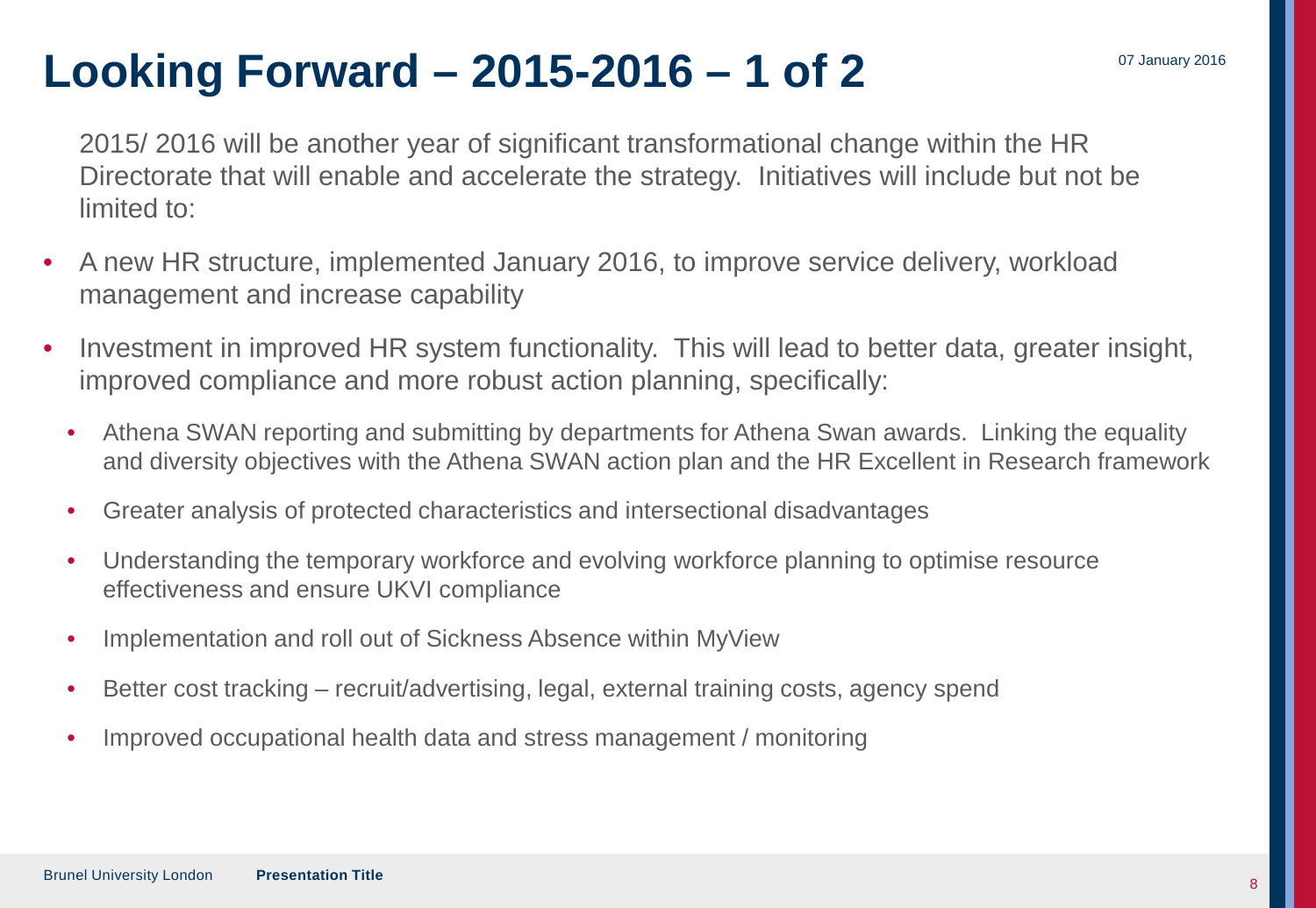# Looking Forward – 2015-2016 – 1 of 2

2015/ 2016 will be another year of significant transformational change within the HR Directorate that will enable and accelerate the strategy. Initiatives will include but not be limited to:

- A new HR structure, implemented January 2016, to improve service delivery, workload management and increase capability
- Investment in improved HR system functionality. This will lead to better data, greater insight, improved compliance and more robust action planning, specifically:
  - Athena SWAN reporting and submitting by departments for Athena Swan awards. Linking the equality and diversity objectives with the Athena SWAN action plan and the HR Excellent in Research framework
  - Greater analysis of protected characteristics and intersectional disadvantages
  - Understanding the temporary workforce and evolving workforce planning to optimise resource effectiveness and ensure UKVI compliance
  - Implementation and roll out of Sickness Absence within MyView
  - Better cost tracking – recruit/advertising, legal, external training costs, agency spend
  - Improved occupational health data and stress management / monitoring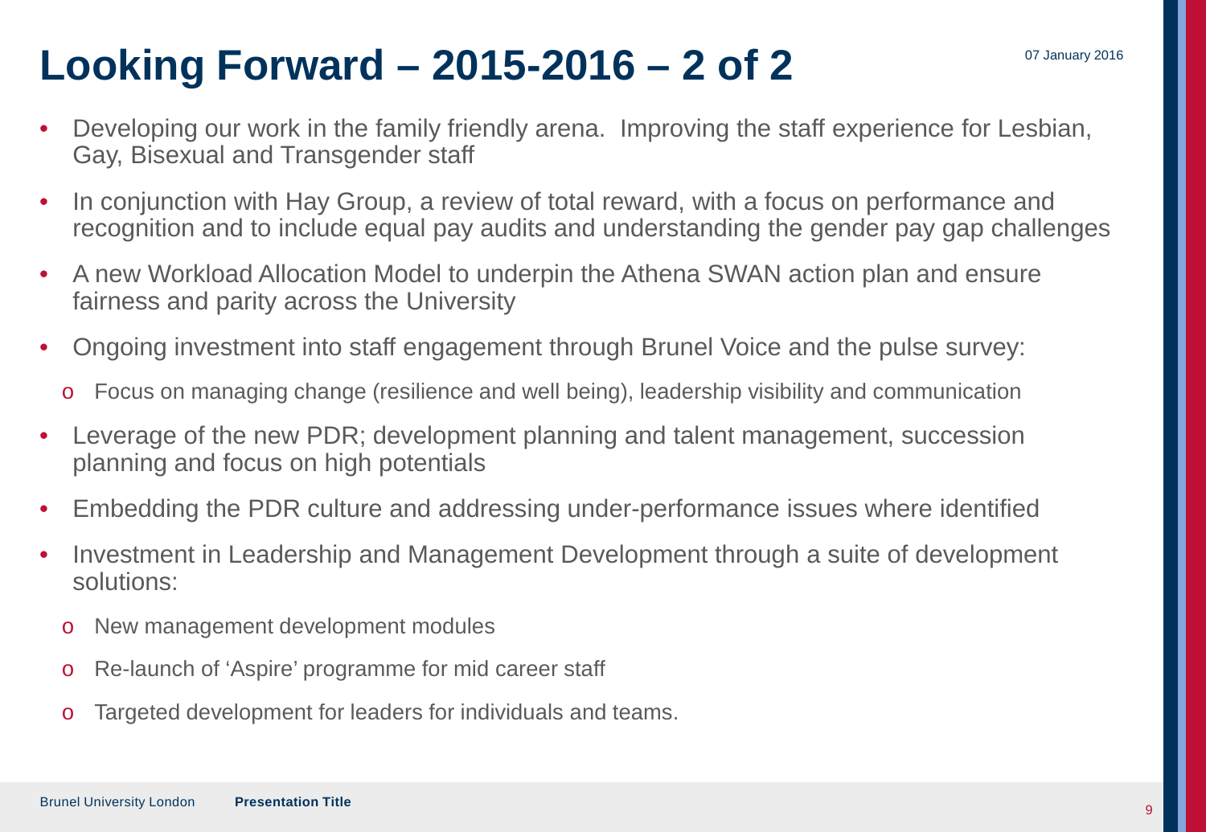# Looking Forward – 2015-2016 – 2 of 2

- Developing our work in the family friendly arena. Improving the staff experience for Lesbian, Gay, Bisexual and Transgender staff
- In conjunction with Hay Group, a review of total reward, with a focus on performance and recognition and to include equal pay audits and understanding the gender pay gap challenges
- A new Workload Allocation Model to underpin the Athena SWAN action plan and ensure fairness and parity across the University
- Ongoing investment into staff engagement through Brunel Voice and the pulse survey:
  - Focus on managing change (resilience and well being), leadership visibility and communication
- Leverage of the new PDR; development planning and talent management, succession planning and focus on high potentials
- Embedding the PDR culture and addressing under-performance issues where identified
- Investment in Leadership and Management Development through a suite of development solutions:
  - New management development modules
  - Re-launch of 'Aspire' programme for mid career staff
  - Targeted development for leaders for individuals and teams.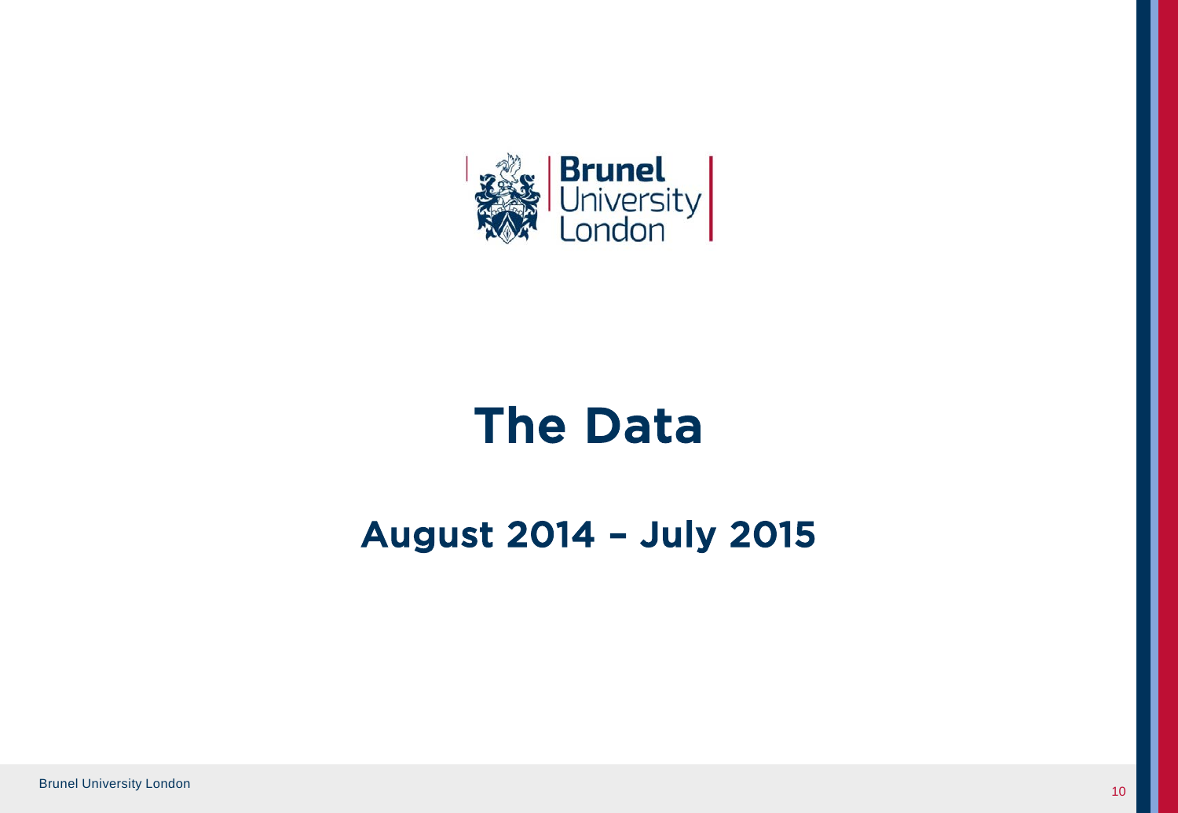# The Data

## August 2014 – July 2015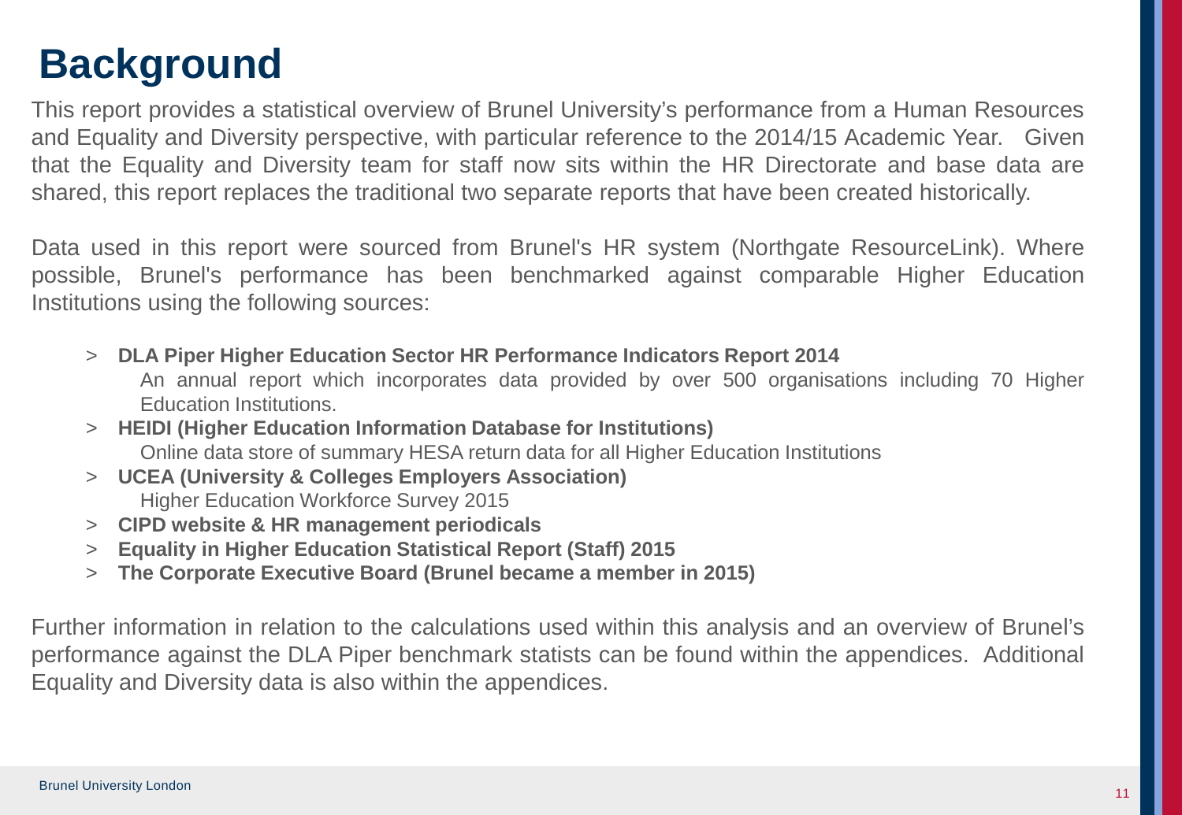# Background

This report provides a statistical overview of Brunel University's performance from a Human Resources and Equality and Diversity perspective, with particular reference to the 2014/15 Academic Year. Given that the Equality and Diversity team for staff now sits within the HR Directorate and base data are shared, this report replaces the traditional two separate reports that have been created historically.

Data used in this report were sourced from Brunel's HR system (Northgate ResourceLink). Where possible, Brunel's performance has been benchmarked against comparable Higher Education Institutions using the following sources:

- **DLA Piper Higher Education Sector HR Performance Indicators Report 2014**
  An annual report which incorporates data provided by over 500 organisations including 70 Higher Education Institutions.
- **HEIDI (Higher Education Information Database for Institutions)**
  Online data store of summary HESA return data for all Higher Education Institutions
- **UCEA (University & Colleges Employers Association)**
  Higher Education Workforce Survey 2015
- **CIPD website & HR management periodicals**
- **Equality in Higher Education Statistical Report (Staff) 2015**
- **The Corporate Executive Board (Brunel became a member in 2015)**

Further information in relation to the calculations used within this analysis and an overview of Brunel's performance against the DLA Piper benchmark statists can be found within the appendices. Additional Equality and Diversity data is also within the appendices.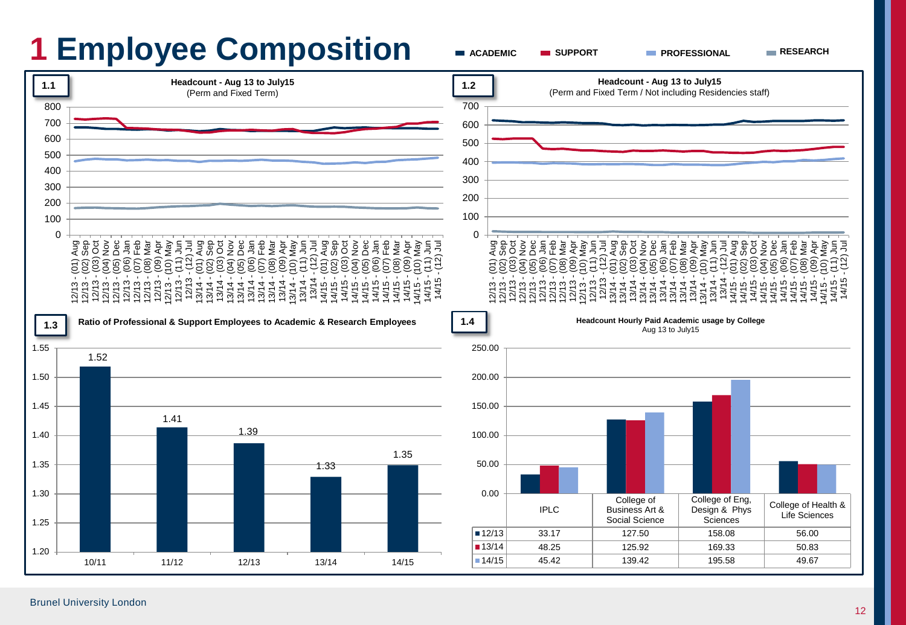# 1 Employee Composition

ACADEMIC | SUPPORT | PROFESSIONAL | RESEARCH

**1.1** Headcount - Aug 13 to July15 (Perm and Fixed Term)

**1.2** Headcount - Aug 13 to July15 (Perm and Fixed Term / Not including Residencies staff)

**1.3** Ratio of Professional & Support Employees to Academic & Research Employees

| 10/11 | 11/12 | 12/13 | 13/14 | 14/15 |
|---|---|---|---|---|
| 1.52 | 1.41 | 1.39 | 1.33 | 1.35 |

**1.4** Headcount Hourly Paid Academic usage by College

Aug 13 to July15

| | IPLC | College of Business Art & Social Science | College of Eng, Design & Phys Sciences | College of Health & Life Sciences |
|---|---|---|---|---|
| 12/13 | 33.17 | 127.50 | 158.08 | 56.00 |
| 13/14 | 48.25 | 125.92 | 169.33 | 50.83 |
| 14/15 | 45.42 | 139.42 | 195.58 | 49.67 |

Brunel University London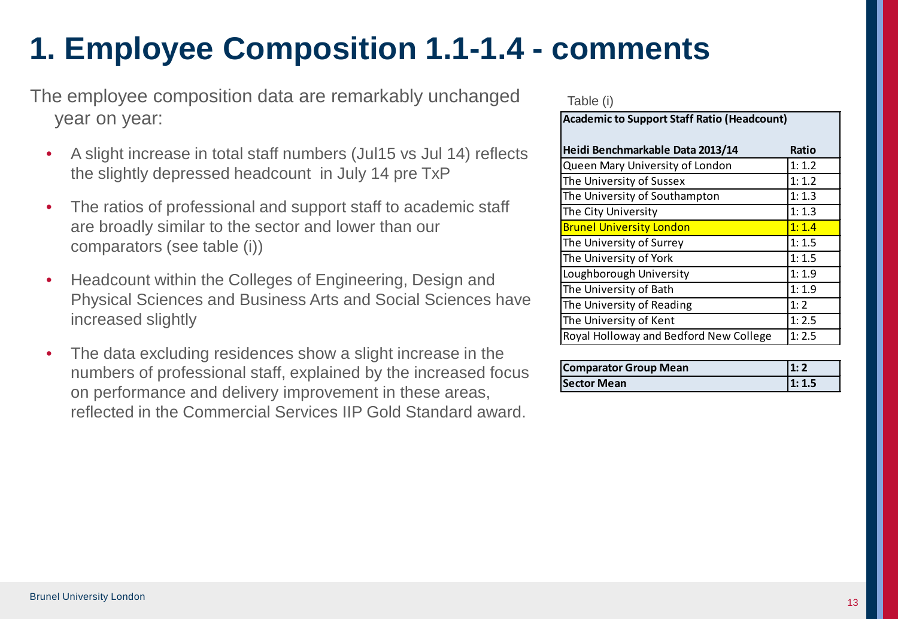# 1. Employee Composition 1.1-1.4 - comments

The employee composition data are remarkably unchanged year on year:

- A slight increase in total staff numbers (Jul15 vs Jul 14) reflects the slightly depressed headcount in July 14 pre TxP
- The ratios of professional and support staff to academic staff are broadly similar to the sector and lower than our comparators (see table (i))
- Headcount within the Colleges of Engineering, Design and Physical Sciences and Business Arts and Social Sciences have increased slightly
- The data excluding residences show a slight increase in the numbers of professional staff, explained by the increased focus on performance and delivery improvement in these areas, reflected in the Commercial Services IIP Gold Standard award.

Table (i)

**Academic to Support Staff Ratio (Headcount)**

| Heidi Benchmarkable Data 2013/14 | Ratio |
|---|---|
| Queen Mary University of London | 1: 1.2 |
| The University of Sussex | 1: 1.2 |
| The University of Southampton | 1: 1.3 |
| The City University | 1: 1.3 |
| Brunel University London | 1: 1.4 |
| The University of Surrey | 1: 1.5 |
| The University of York | 1: 1.5 |
| Loughborough University | 1: 1.9 |
| The University of Bath | 1: 1.9 |
| The University of Reading | 1: 2 |
| The University of Kent | 1: 2.5 |
| Royal Holloway and Bedford New College | 1: 2.5 |

| | |
|---|---|
| **Comparator Group Mean** | **1: 2** |
| **Sector Mean** | **1: 1.5** |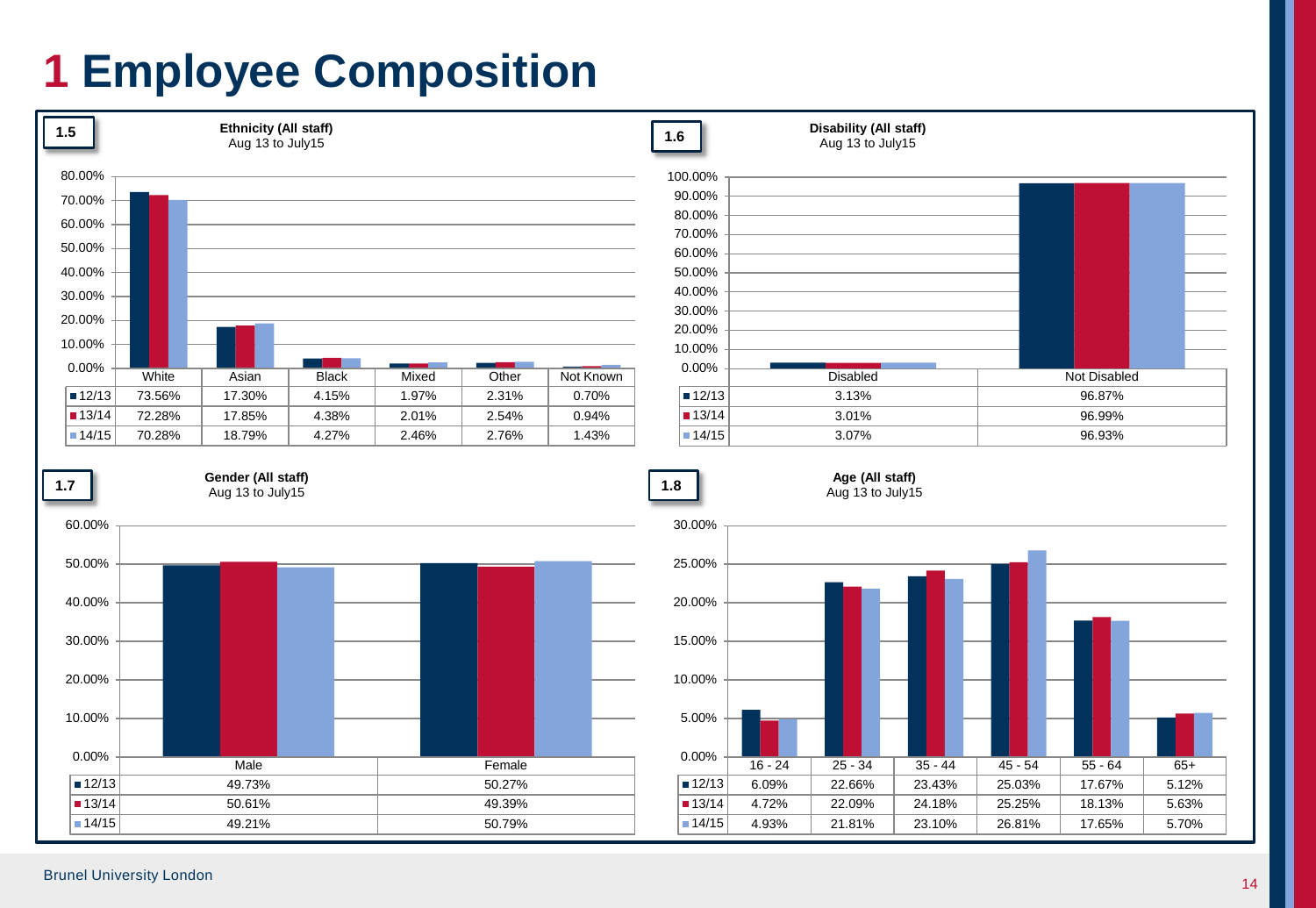# 1 Employee Composition

**1.5**

**Ethnicity (All staff)**
Aug 13 to July15

| | White | Asian | Black | Mixed | Other | Not Known |
|---|---|---|---|---|---|---|
| 12/13 | 73.56% | 17.30% | 4.15% | 1.97% | 2.31% | 0.70% |
| 13/14 | 72.28% | 17.85% | 4.38% | 2.01% | 2.54% | 0.94% |
| 14/15 | 70.28% | 18.79% | 4.27% | 2.46% | 2.76% | 1.43% |

**1.6**

**Disability (All staff)**
Aug 13 to July15

| | Disabled | Not Disabled |
|---|---|---|
| 12/13 | 3.13% | 96.87% |
| 13/14 | 3.01% | 96.99% |
| 14/15 | 3.07% | 96.93% |

**1.7**

**Gender (All staff)**
Aug 13 to July15

| | Male | Female |
|---|---|---|
| 12/13 | 49.73% | 50.27% |
| 13/14 | 50.61% | 49.39% |
| 14/15 | 49.21% | 50.79% |

**1.8**

**Age (All staff)**
Aug 13 to July15

| | 16 - 24 | 25 - 34 | 35 - 44 | 45 - 54 | 55 - 64 | 65+ |
|---|---|---|---|---|---|---|
| 12/13 | 6.09% | 22.66% | 23.43% | 25.03% | 17.67% | 5.12% |
| 13/14 | 4.72% | 22.09% | 24.18% | 25.25% | 18.13% | 5.63% |
| 14/15 | 4.93% | 21.81% | 23.10% | 26.81% | 17.65% | 5.70% |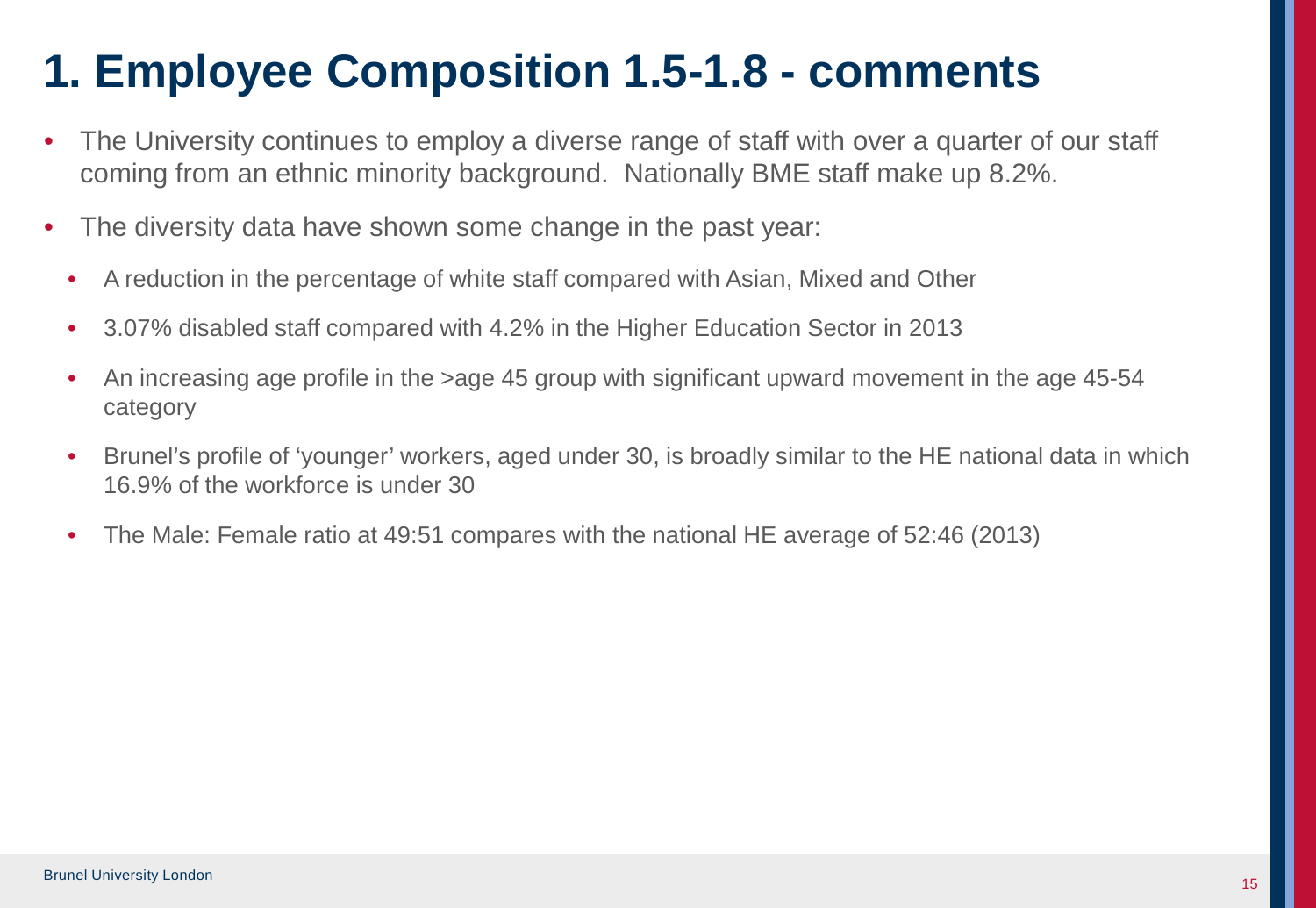# 1. Employee Composition 1.5-1.8 - comments

- The University continues to employ a diverse range of staff with over a quarter of our staff coming from an ethnic minority background. Nationally BME staff make up 8.2%.
- The diversity data have shown some change in the past year:
  - A reduction in the percentage of white staff compared with Asian, Mixed and Other
  - 3.07% disabled staff compared with 4.2% in the Higher Education Sector in 2013
  - An increasing age profile in the >age 45 group with significant upward movement in the age 45-54 category
  - Brunel's profile of 'younger' workers, aged under 30, is broadly similar to the HE national data in which 16.9% of the workforce is under 30
  - The Male: Female ratio at 49:51 compares with the national HE average of 52:46 (2013)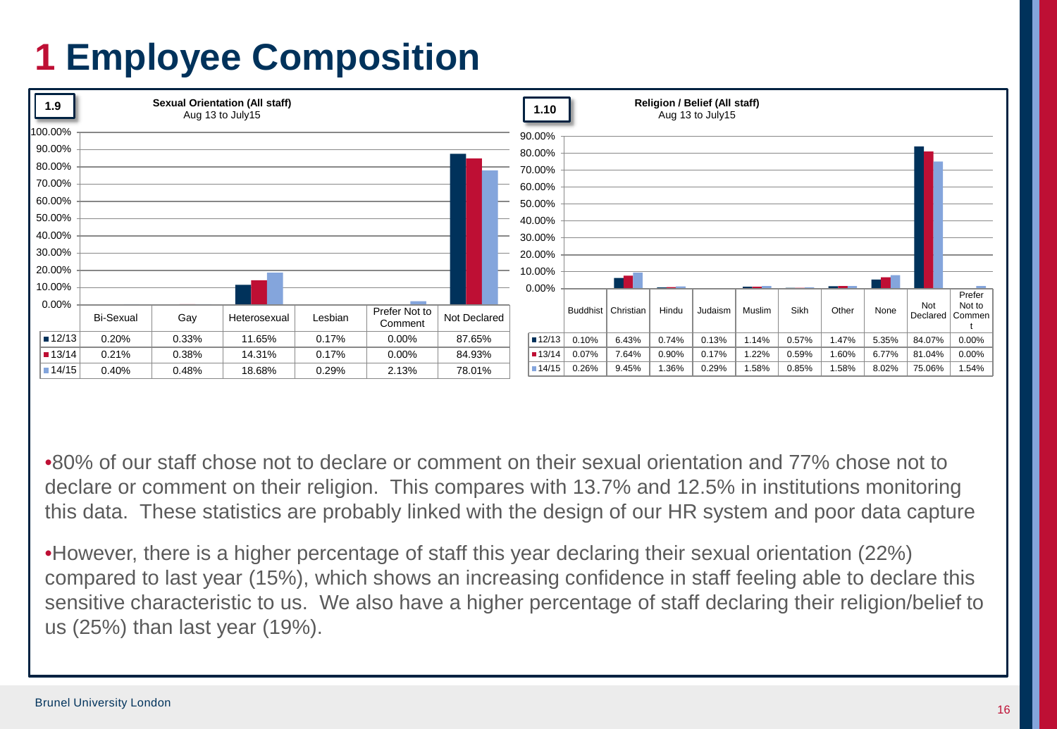# 1 Employee Composition

**1.9** **Sexual Orientation (All staff)**
Aug 13 to July15

| | Bi-Sexual | Gay | Heterosexual | Lesbian | Prefer Not to Comment | Not Declared |
|---|---|---|---|---|---|---|
| 12/13 | 0.20% | 0.33% | 11.65% | 0.17% | 0.00% | 87.65% |
| 13/14 | 0.21% | 0.38% | 14.31% | 0.17% | 0.00% | 84.93% |
| 14/15 | 0.40% | 0.48% | 18.68% | 0.29% | 2.13% | 78.01% |

**1.10** **Religion / Belief (All staff)**
Aug 13 to July15

| | Buddhist | Christian | Hindu | Judaism | Muslim | Sikh | Other | None | Not Declared | Prefer Not to Comment |
|---|---|---|---|---|---|---|---|---|---|---|
| 12/13 | 0.10% | 6.43% | 0.74% | 0.13% | 1.14% | 0.57% | 1.47% | 5.35% | 84.07% | 0.00% |
| 13/14 | 0.07% | 7.64% | 0.90% | 0.17% | 1.22% | 0.59% | 1.60% | 6.77% | 81.04% | 0.00% |
| 14/15 | 0.26% | 9.45% | 1.36% | 0.29% | 1.58% | 0.85% | 1.58% | 8.02% | 75.06% | 1.54% |

- 80% of our staff chose not to declare or comment on their sexual orientation and 77% chose not to declare or comment on their religion. This compares with 13.7% and 12.5% in institutions monitoring this data. These statistics are probably linked with the design of our HR system and poor data capture
- However, there is a higher percentage of staff this year declaring their sexual orientation (22%) compared to last year (15%), which shows an increasing confidence in staff feeling able to declare this sensitive characteristic to us. We also have a higher percentage of staff declaring their religion/belief to us (25%) than last year (19%).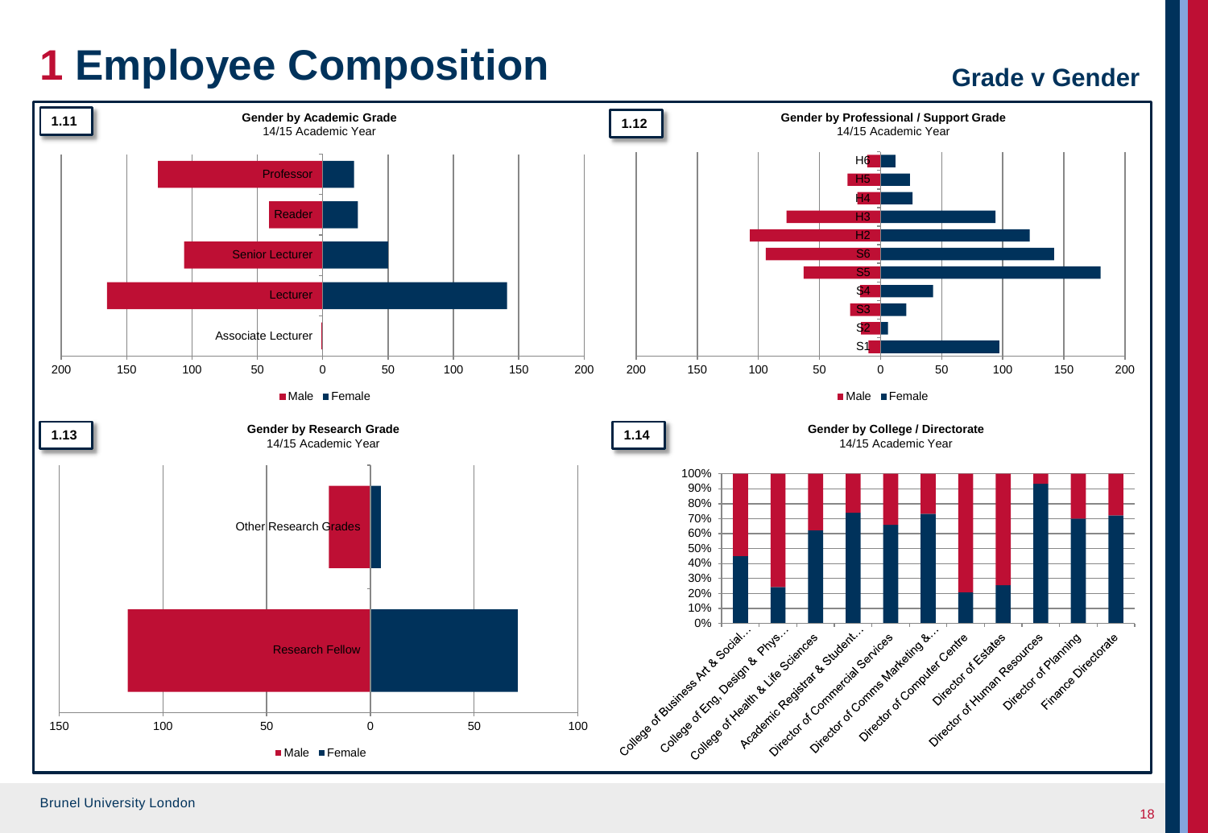# 1 Employee Composition

## Grade v Gender

**1.11**

**Gender by Academic Grade**
14/15 Academic Year

Professor
Reader
Senior Lecturer
Lecturer
Associate Lecturer

200 150 100 50 0 50 100 150 200

■ Male ■ Female

**1.12**

**Gender by Professional / Support Grade**
14/15 Academic Year

H6
H5
H4
H3
H2
S6
S5
S4
S3
S2
S1

200 150 100 50 0 50 100 150 200

■ Male ■ Female

**1.13**

**Gender by Research Grade**
14/15 Academic Year

Other Research Grades
Research Fellow

150 100 50 0 50 100

■ Male ■ Female

**1.14**

**Gender by College / Directorate**
14/15 Academic Year

100% 90% 80% 70% 60% 50% 40% 30% 20% 10% 0%

College of Business Art & Social…
College of Eng, Design & Phys…
College of Health & Life Sciences
Academic Registrar & Student…
Director of Commercial Services
Director of Comms Marketing &…
Director of Computer Centre
Director of Estates
Director of Human Resources
Director of Planning
Finance Directorate

Brunel University London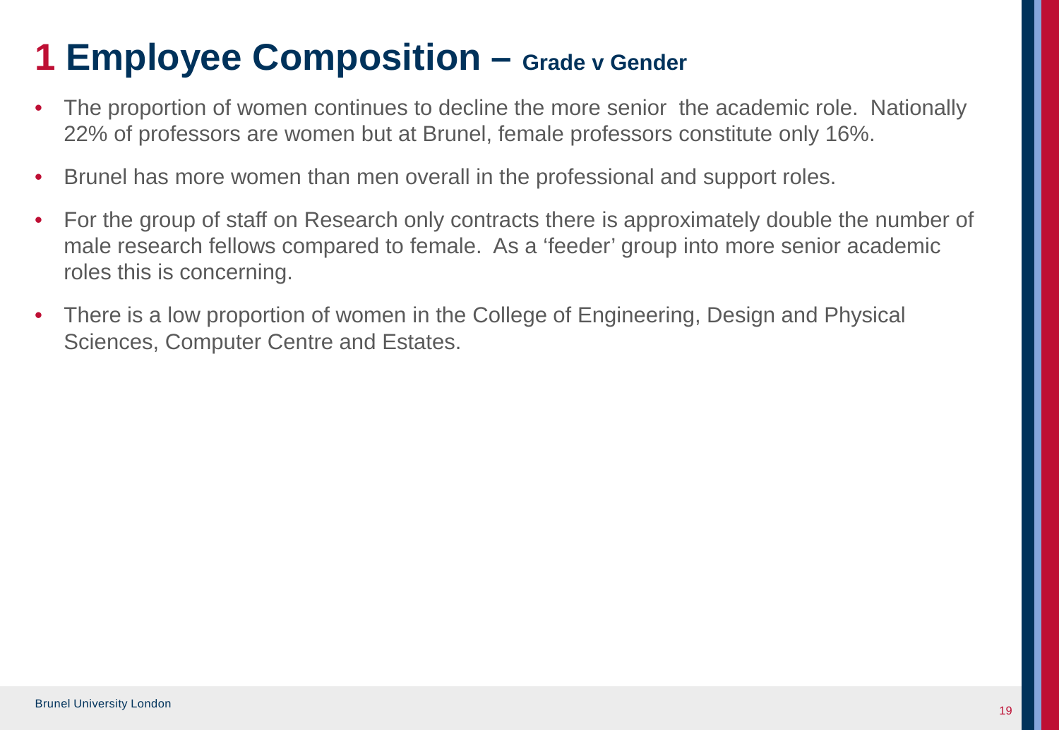# 1 Employee Composition – Grade v Gender

- The proportion of women continues to decline the more senior the academic role. Nationally 22% of professors are women but at Brunel, female professors constitute only 16%.
- Brunel has more women than men overall in the professional and support roles.
- For the group of staff on Research only contracts there is approximately double the number of male research fellows compared to female. As a 'feeder' group into more senior academic roles this is concerning.
- There is a low proportion of women in the College of Engineering, Design and Physical Sciences, Computer Centre and Estates.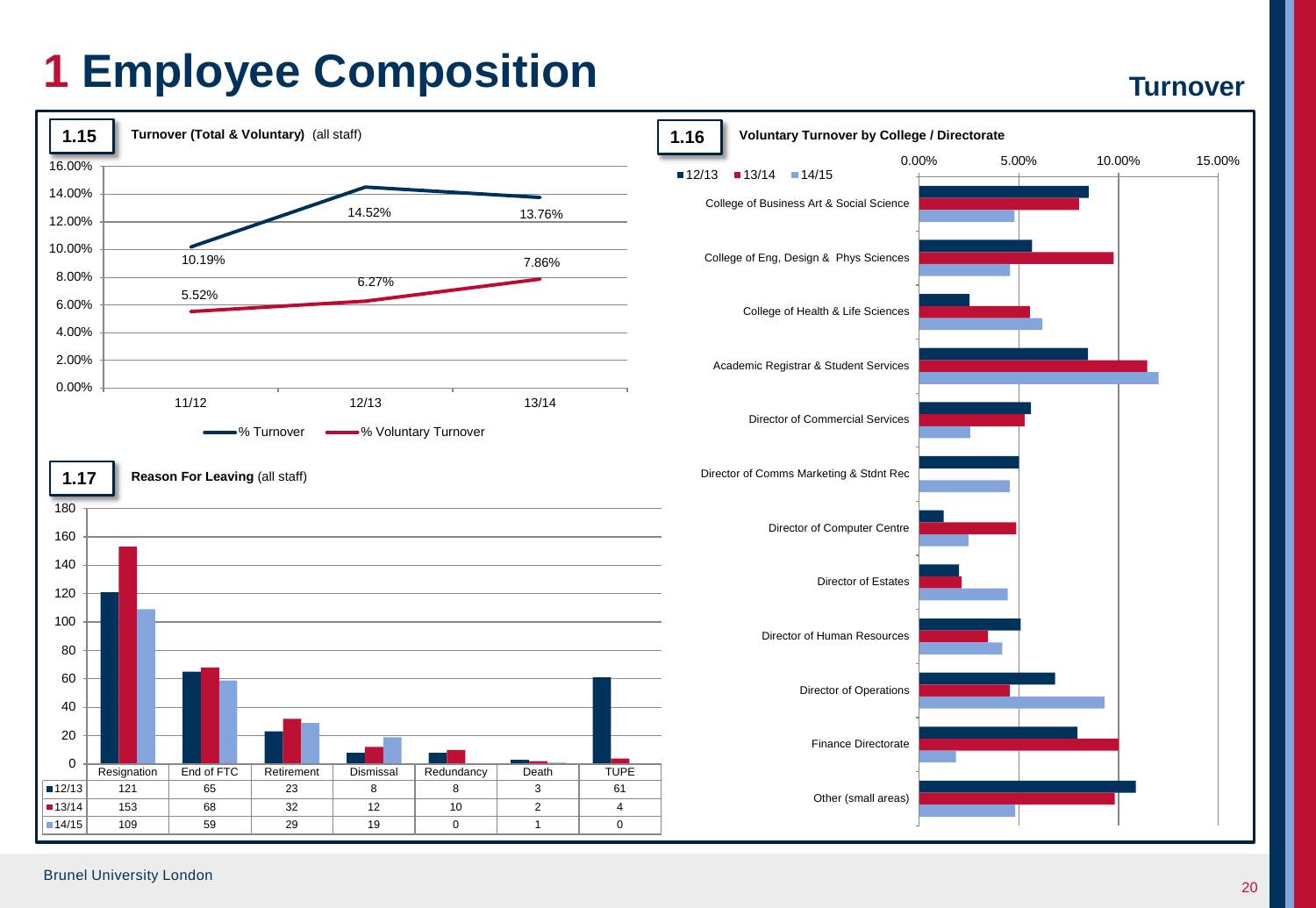# 1 Employee Composition

## Turnover

### 1.15 Turnover (Total & Voluntary) (all staff)

| | 11/12 | 12/13 | 13/14 |
|---|---|---|---|
| % Turnover | 10.19% | 14.52% | 13.76% |
| % Voluntary Turnover | 5.52% | 6.27% | 7.86% |

### 1.17 Reason For Leaving (all staff)

| | Resignation | End of FTC | Retirement | Dismissal | Redundancy | Death | TUPE |
|---|---|---|---|---|---|---|---|
| 12/13 | 121 | 65 | 23 | 8 | 8 | 3 | 61 |
| 13/14 | 153 | 68 | 32 | 12 | 10 | 2 | 4 |
| 14/15 | 109 | 59 | 29 | 19 | 0 | 1 | 0 |

### 1.16 Voluntary Turnover by College / Directorate

Legend: 12/13, 13/14, 14/15 (axis 0.00% – 15.00%)

- College of Business Art & Social Science
- College of Eng, Design & Phys Sciences
- College of Health & Life Sciences
- Academic Registrar & Student Services
- Director of Commercial Services
- Director of Comms Marketing & Stdnt Rec
- Director of Computer Centre
- Director of Estates
- Director of Human Resources
- Director of Operations
- Finance Directorate
- Other (small areas)

Brunel University London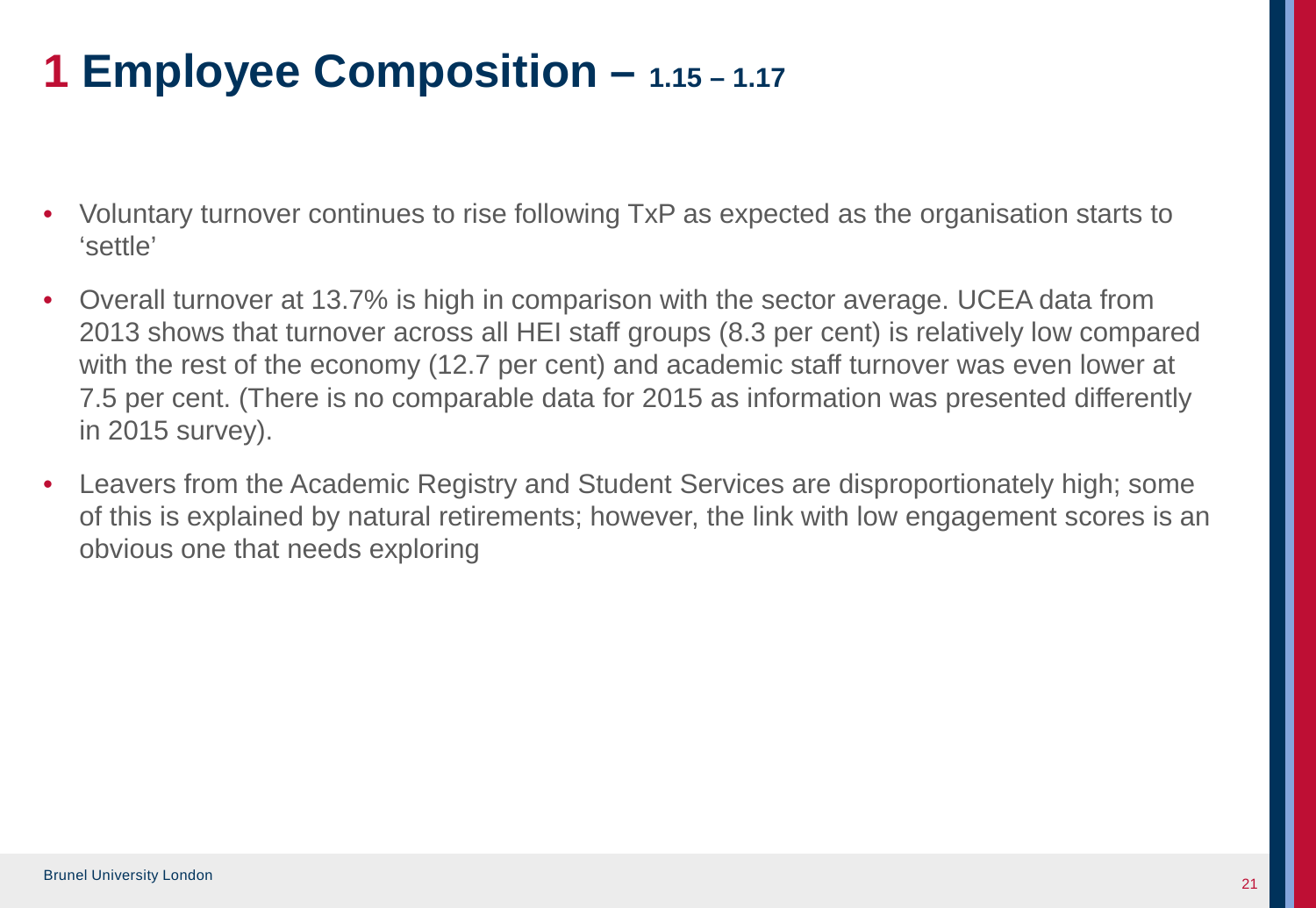# 1 Employee Composition – 1.15 – 1.17

- Voluntary turnover continues to rise following TxP as expected as the organisation starts to 'settle'
- Overall turnover at 13.7% is high in comparison with the sector average. UCEA data from 2013 shows that turnover across all HEI staff groups (8.3 per cent) is relatively low compared with the rest of the economy (12.7 per cent) and academic staff turnover was even lower at 7.5 per cent. (There is no comparable data for 2015 as information was presented differently in 2015 survey).
- Leavers from the Academic Registry and Student Services are disproportionately high; some of this is explained by natural retirements; however, the link with low engagement scores is an obvious one that needs exploring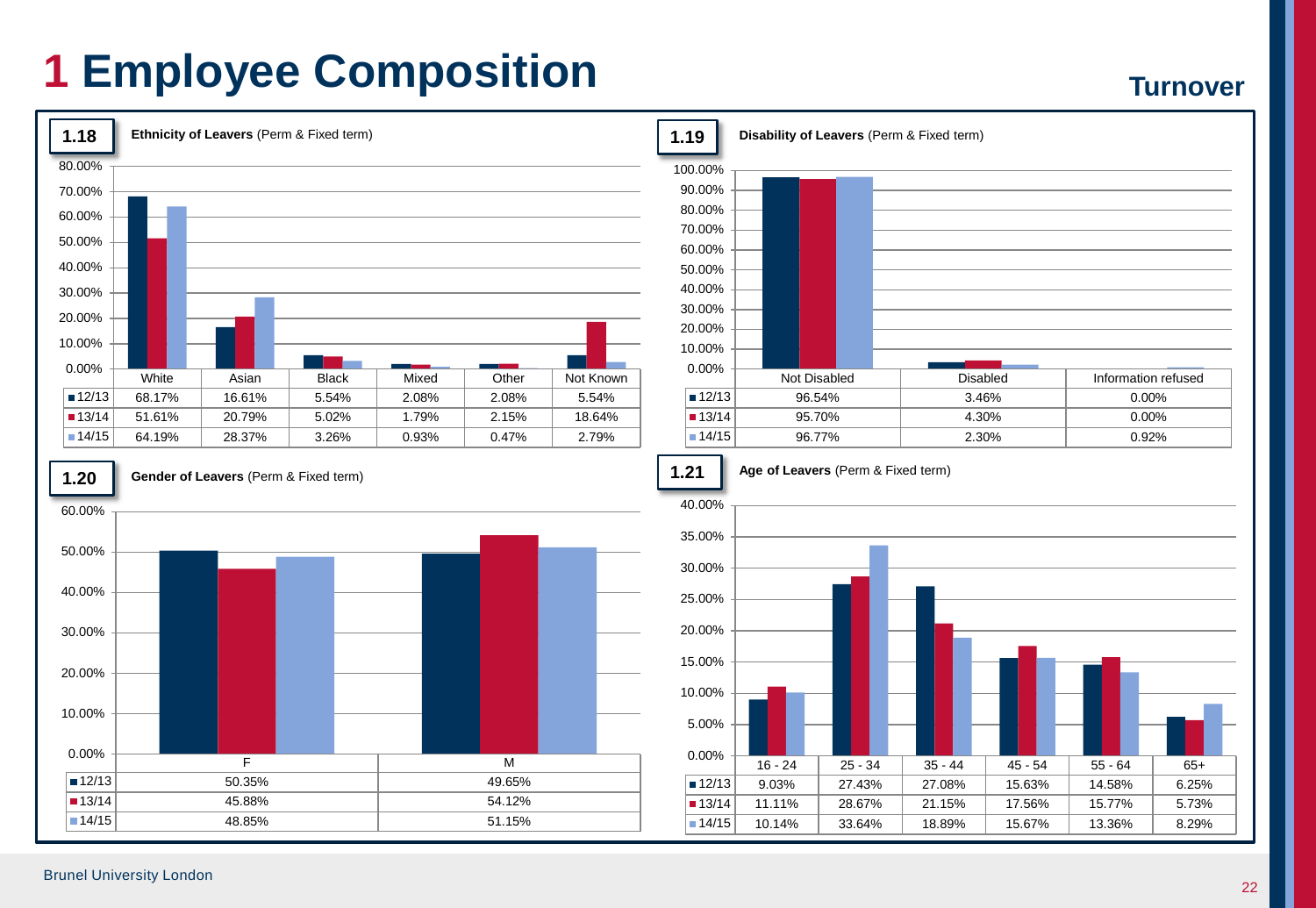# 1 Employee Composition

## Turnover

### 1.18 Ethnicity of Leavers (Perm & Fixed term)

| | White | Asian | Black | Mixed | Other | Not Known |
|---|---|---|---|---|---|---|
| 12/13 | 68.17% | 16.61% | 5.54% | 2.08% | 2.08% | 5.54% |
| 13/14 | 51.61% | 20.79% | 5.02% | 1.79% | 2.15% | 18.64% |
| 14/15 | 64.19% | 28.37% | 3.26% | 0.93% | 0.47% | 2.79% |

### 1.19 Disability of Leavers (Perm & Fixed term)

| | Not Disabled | Disabled | Information refused |
|---|---|---|---|
| 12/13 | 96.54% | 3.46% | 0.00% |
| 13/14 | 95.70% | 4.30% | 0.00% |
| 14/15 | 96.77% | 2.30% | 0.92% |

### 1.20 Gender of Leavers (Perm & Fixed term)

| | F | M |
|---|---|---|
| 12/13 | 50.35% | 49.65% |
| 13/14 | 45.88% | 54.12% |
| 14/15 | 48.85% | 51.15% |

### 1.21 Age of Leavers (Perm & Fixed term)

| | 16 - 24 | 25 - 34 | 35 - 44 | 45 - 54 | 55 - 64 | 65+ |
|---|---|---|---|---|---|---|
| 12/13 | 9.03% | 27.43% | 27.08% | 15.63% | 14.58% | 6.25% |
| 13/14 | 11.11% | 28.67% | 21.15% | 17.56% | 15.77% | 5.73% |
| 14/15 | 10.14% | 33.64% | 18.89% | 15.67% | 13.36% | 8.29% |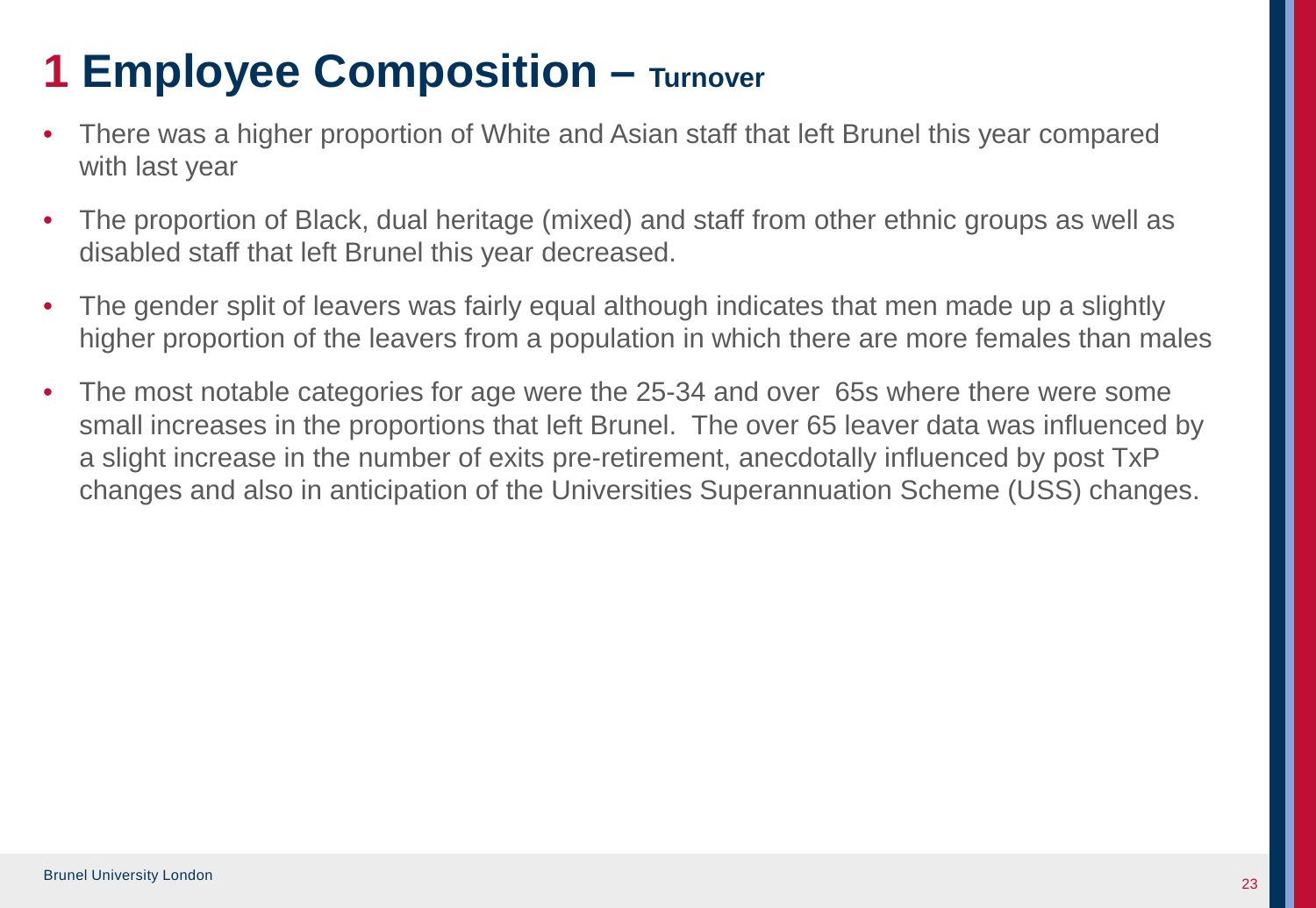# 1 Employee Composition – Turnover

- There was a higher proportion of White and Asian staff that left Brunel this year compared with last year
- The proportion of Black, dual heritage (mixed) and staff from other ethnic groups as well as disabled staff that left Brunel this year decreased.
- The gender split of leavers was fairly equal although indicates that men made up a slightly higher proportion of the leavers from a population in which there are more females than males
- The most notable categories for age were the 25-34 and over 65s where there were some small increases in the proportions that left Brunel. The over 65 leaver data was influenced by a slight increase in the number of exits pre-retirement, anecdotally influenced by post TxP changes and also in anticipation of the Universities Superannuation Scheme (USS) changes.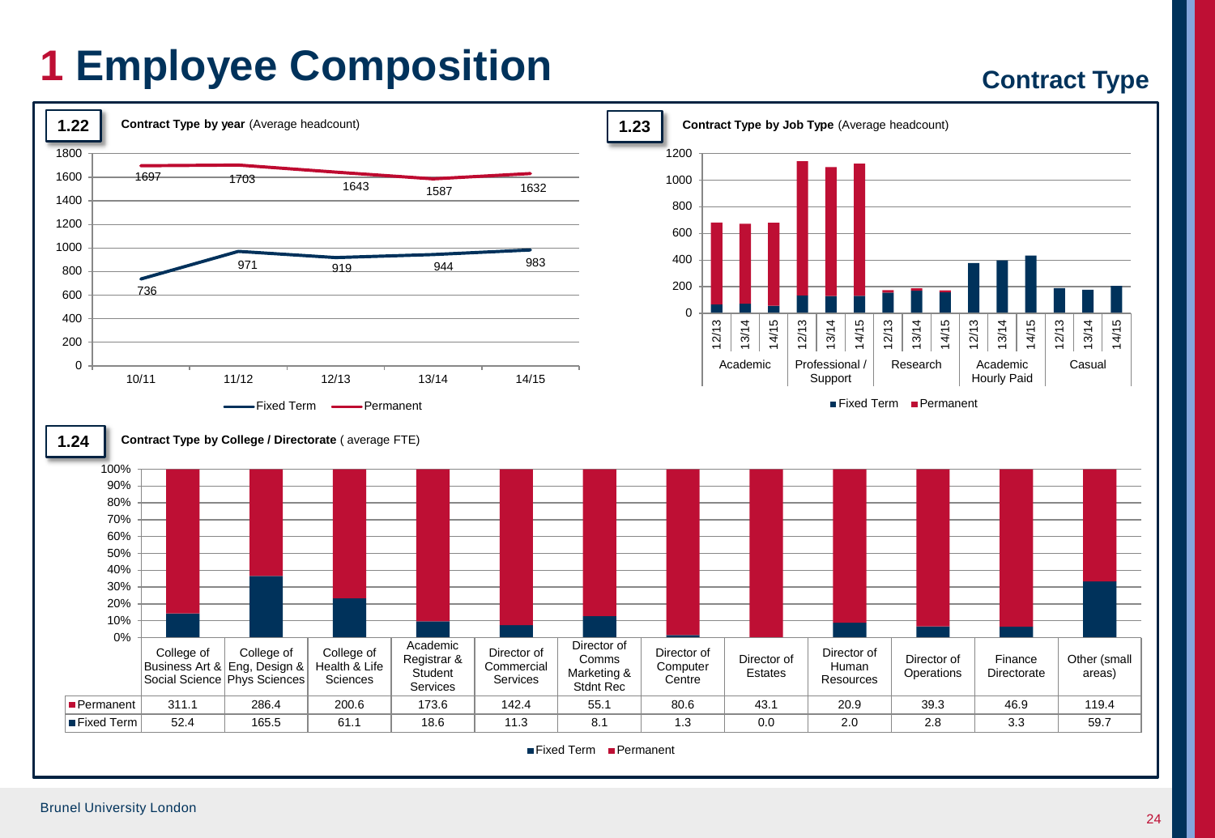# 1 Employee Composition

## Contract Type

**1.22** **Contract Type by year** (Average headcount)

| | 10/11 | 11/12 | 12/13 | 13/14 | 14/15 |
|---|---|---|---|---|---|
| Fixed Term | 736 | 971 | 919 | 944 | 983 |
| Permanent | 1697 | 1703 | 1643 | 1587 | 1632 |

**1.23** **Contract Type by Job Type** (Average headcount)

Academic, Professional / Support, Research, Academic Hourly Paid, Casual — 12/13, 13/14, 14/15

Fixed Term ■ Permanent ■

**1.24** **Contract Type by College / Directorate** ( average FTE)

| | College of Business Art & Social Science | College of Eng, Design & Phys Sciences | College of Health & Life Sciences | Academic Registrar & Student Services | Director of Commercial Services | Director of Comms Marketing & Stdnt Rec | Director of Computer Centre | Director of Estates | Director of Human Resources | Director of Operations | Finance Directorate | Other (small areas) |
|---|---|---|---|---|---|---|---|---|---|---|---|---|
| Permanent | 311.1 | 286.4 | 200.6 | 173.6 | 142.4 | 55.1 | 80.6 | 43.1 | 20.9 | 39.3 | 46.9 | 119.4 |
| Fixed Term | 52.4 | 165.5 | 61.1 | 18.6 | 11.3 | 8.1 | 1.3 | 0.0 | 2.0 | 2.8 | 3.3 | 59.7 |

Brunel University London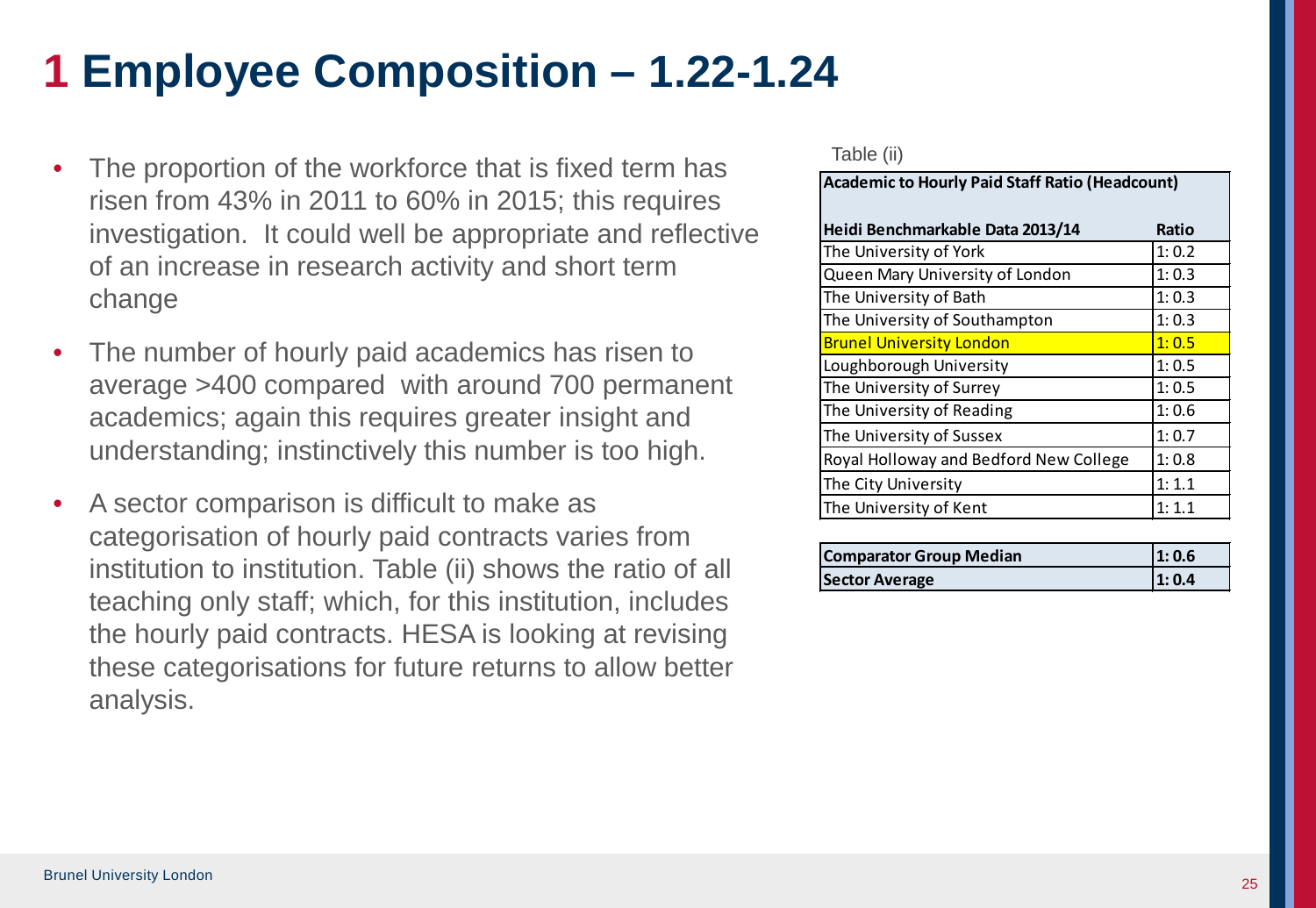# 1 Employee Composition – 1.22-1.24

- The proportion of the workforce that is fixed term has risen from 43% in 2011 to 60% in 2015; this requires investigation. It could well be appropriate and reflective of an increase in research activity and short term change
- The number of hourly paid academics has risen to average >400 compared with around 700 permanent academics; again this requires greater insight and understanding; instinctively this number is too high.
- A sector comparison is difficult to make as categorisation of hourly paid contracts varies from institution to institution. Table (ii) shows the ratio of all teaching only staff; which, for this institution, includes the hourly paid contracts. HESA is looking at revising these categorisations for future returns to allow better analysis.

Table (ii)

| **Academic to Hourly Paid Staff Ratio (Headcount)** | |
|---|---|
| **Heidi Benchmarkable Data 2013/14** | **Ratio** |
| The University of York | 1: 0.2 |
| Queen Mary University of London | 1: 0.3 |
| The University of Bath | 1: 0.3 |
| The University of Southampton | 1: 0.3 |
| Brunel University London | 1: 0.5 |
| Loughborough University | 1: 0.5 |
| The University of Surrey | 1: 0.5 |
| The University of Reading | 1: 0.6 |
| The University of Sussex | 1: 0.7 |
| Royal Holloway and Bedford New College | 1: 0.8 |
| The City University | 1: 1.1 |
| The University of Kent | 1: 1.1 |

| **Comparator Group Median** | **1: 0.6** |
|---|---|
| **Sector Average** | **1: 0.4** |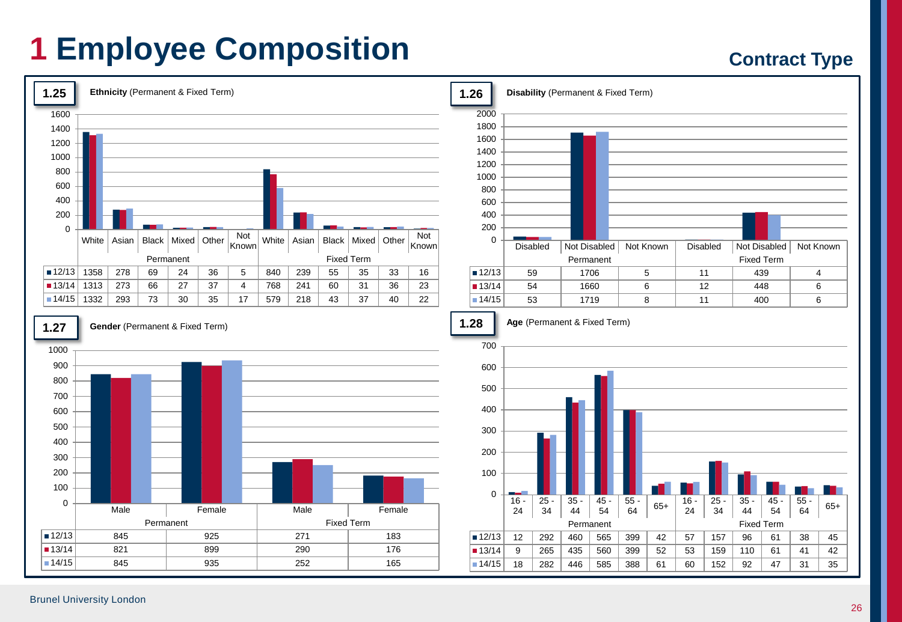# 1 Employee Composition

## Contract Type

**1.25** **Ethnicity** (Permanent & Fixed Term)

| | Permanent | | | | | | Fixed Term | | | | | |
|---|---|---|---|---|---|---|---|---|---|---|---|---|
| | White | Asian | Black | Mixed | Other | Not Known | White | Asian | Black | Mixed | Other | Not Known |
| 12/13 | 1358 | 278 | 69 | 24 | 36 | 5 | 840 | 239 | 55 | 35 | 33 | 16 |
| 13/14 | 1313 | 273 | 66 | 27 | 37 | 4 | 768 | 241 | 60 | 31 | 36 | 23 |
| 14/15 | 1332 | 293 | 73 | 30 | 35 | 17 | 579 | 218 | 43 | 37 | 40 | 22 |

**1.26** **Disability** (Permanent & Fixed Term)

| | Permanent | | | Fixed Term | | |
|---|---|---|---|---|---|---|
| | Disabled | Not Disabled | Not Known | Disabled | Not Disabled | Not Known |
| 12/13 | 59 | 1706 | 5 | 11 | 439 | 4 |
| 13/14 | 54 | 1660 | 6 | 12 | 448 | 6 |
| 14/15 | 53 | 1719 | 8 | 11 | 400 | 6 |

**1.27** **Gender** (Permanent & Fixed Term)

| | Permanent | | Fixed Term | |
|---|---|---|---|---|
| | Male | Female | Male | Female |
| 12/13 | 845 | 925 | 271 | 183 |
| 13/14 | 821 | 899 | 290 | 176 |
| 14/15 | 845 | 935 | 252 | 165 |

**1.28** **Age** (Permanent & Fixed Term)

| | Permanent | | | | | | Fixed Term | | | | | |
|---|---|---|---|---|---|---|---|---|---|---|---|---|
| | 16 - 24 | 25 - 34 | 35 - 44 | 45 - 54 | 55 - 64 | 65+ | 16 - 24 | 25 - 34 | 35 - 44 | 45 - 54 | 55 - 64 | 65+ |
| 12/13 | 12 | 292 | 460 | 565 | 399 | 42 | 57 | 157 | 96 | 61 | 38 | 45 |
| 13/14 | 9 | 265 | 435 | 560 | 399 | 52 | 53 | 159 | 110 | 61 | 41 | 42 |
| 14/15 | 18 | 282 | 446 | 585 | 388 | 61 | 60 | 152 | 92 | 47 | 31 | 35 |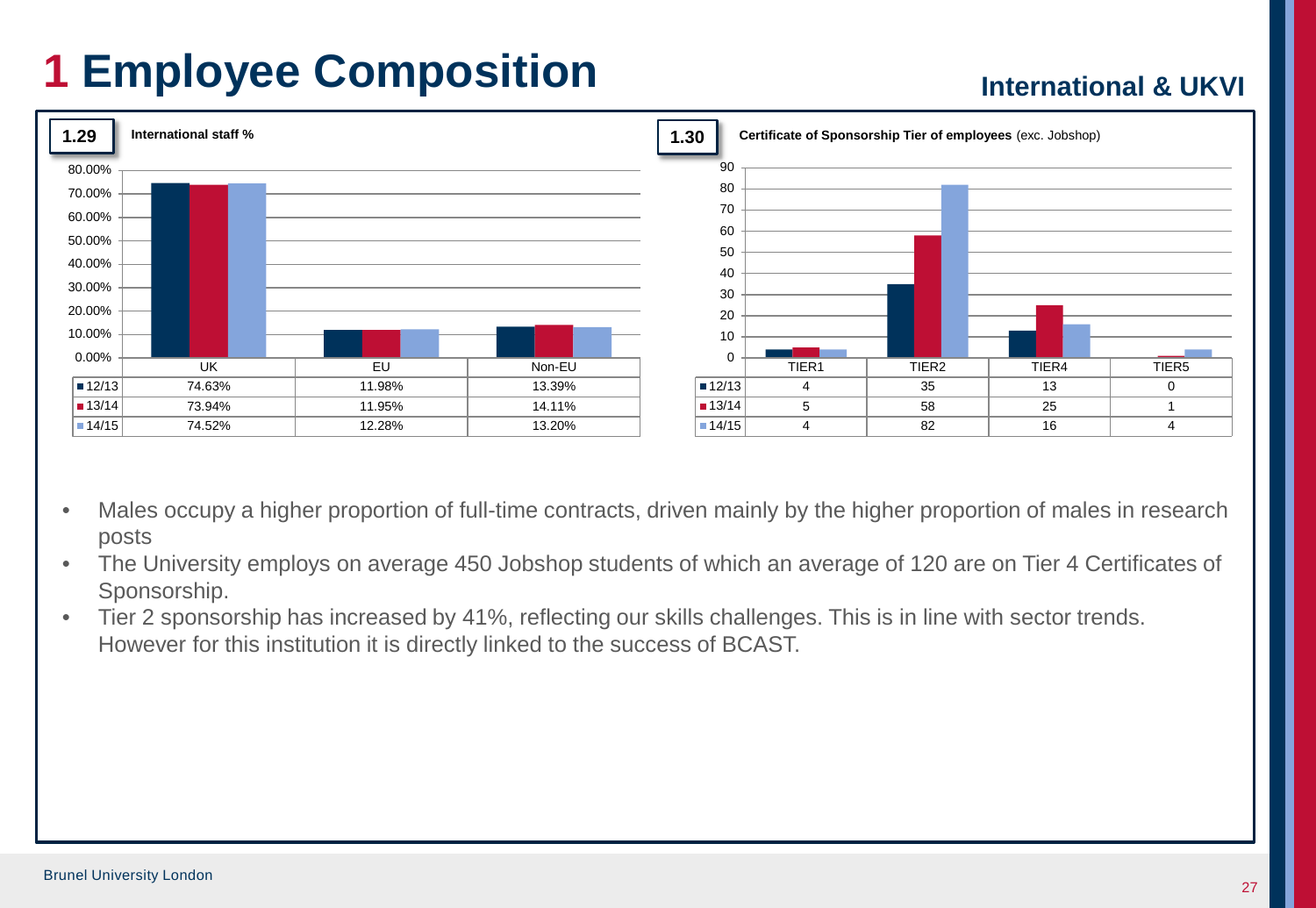# 1 Employee Composition

## International & UKVI

**1.29** International staff %

| | UK | EU | Non-EU |
|---|---|---|---|
| 12/13 | 74.63% | 11.98% | 13.39% |
| 13/14 | 73.94% | 11.95% | 14.11% |
| 14/15 | 74.52% | 12.28% | 13.20% |

**1.30** Certificate of Sponsorship Tier of employees (exc. Jobshop)

| | TIER1 | TIER2 | TIER4 | TIER5 |
|---|---|---|---|---|
| 12/13 | 4 | 35 | 13 | 0 |
| 13/14 | 5 | 58 | 25 | 1 |
| 14/15 | 4 | 82 | 16 | 4 |

- Males occupy a higher proportion of full-time contracts, driven mainly by the higher proportion of males in research posts
- The University employs on average 450 Jobshop students of which an average of 120 are on Tier 4 Certificates of Sponsorship.
- Tier 2 sponsorship has increased by 41%, reflecting our skills challenges. This is in line with sector trends. However for this institution it is directly linked to the success of BCAST.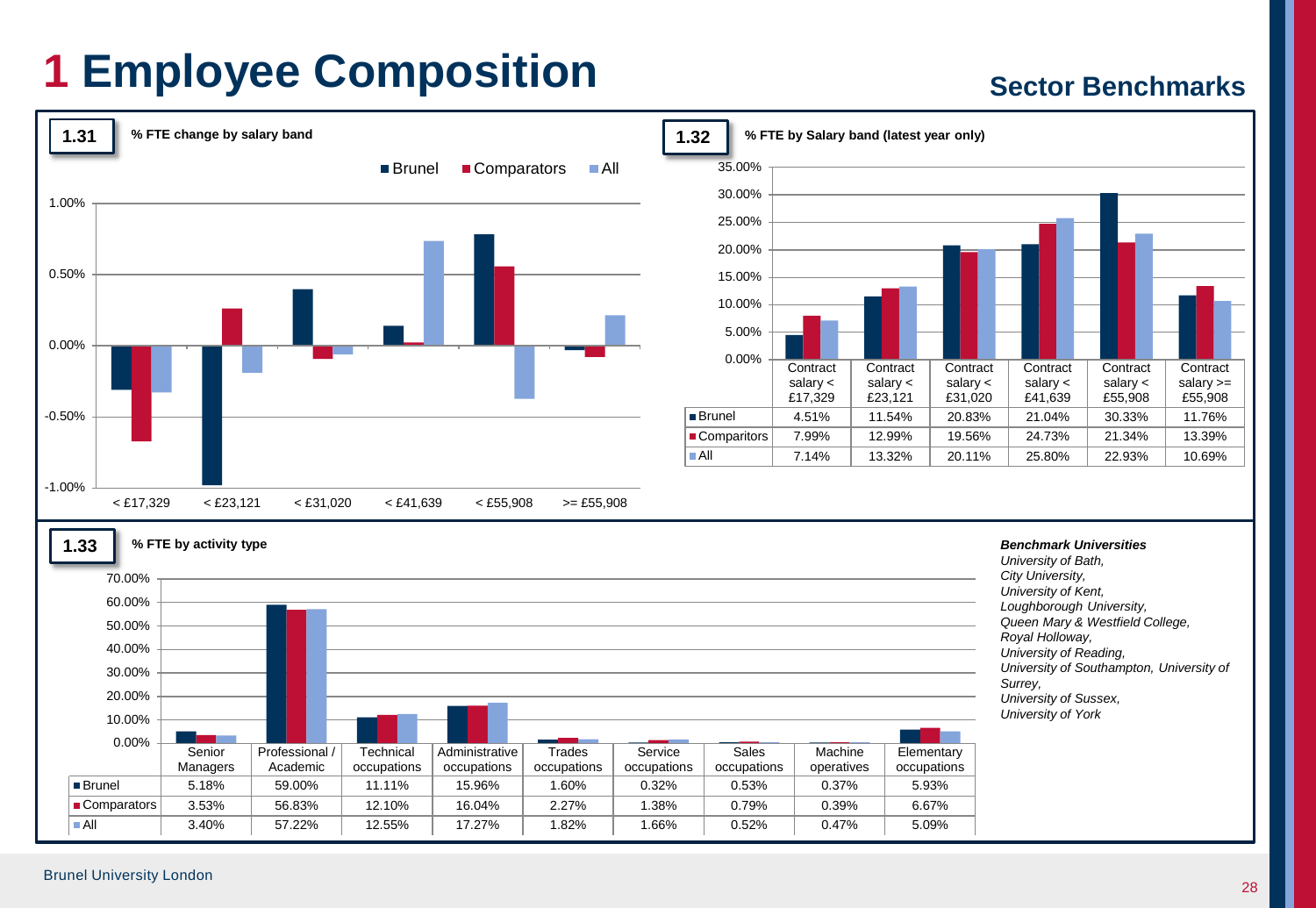# 1 Employee Composition

## Sector Benchmarks

### 1.31 % FTE change by salary band

(Chart: Brunel, Comparators, All — categories < £17,329, < £23,121, < £31,020, < £41,639, < £55,908, >= £55,908; axis from -1.00% to 1.00%)

### 1.32 % FTE by Salary band (latest year only)

| | Contract salary < £17,329 | Contract salary < £23,121 | Contract salary < £31,020 | Contract salary < £41,639 | Contract salary < £55,908 | Contract salary >= £55,908 |
|---|---|---|---|---|---|---|
| Brunel | 4.51% | 11.54% | 20.83% | 21.04% | 30.33% | 11.76% |
| Comparitors | 7.99% | 12.99% | 19.56% | 24.73% | 21.34% | 13.39% |
| All | 7.14% | 13.32% | 20.11% | 25.80% | 22.93% | 10.69% |

### 1.33 % FTE by activity type

| | Senior Managers | Professional / Academic | Technical occupations | Administrative occupations | Trades occupations | Service occupations | Sales occupations | Machine operatives | Elementary occupations |
|---|---|---|---|---|---|---|---|---|---|
| Brunel | 5.18% | 59.00% | 11.11% | 15.96% | 1.60% | 0.32% | 0.53% | 0.37% | 5.93% |
| Comparators | 3.53% | 56.83% | 12.10% | 16.04% | 2.27% | 1.38% | 0.79% | 0.39% | 6.67% |
| All | 3.40% | 57.22% | 12.55% | 17.27% | 1.82% | 1.66% | 0.52% | 0.47% | 5.09% |

***Benchmark Universities***
*University of Bath,*
*City University,*
*University of Kent,*
*Loughborough University,*
*Queen Mary & Westfield College,*
*Royal Holloway,*
*University of Reading,*
*University of Southampton, University of Surrey,*
*University of Sussex,*
*University of York*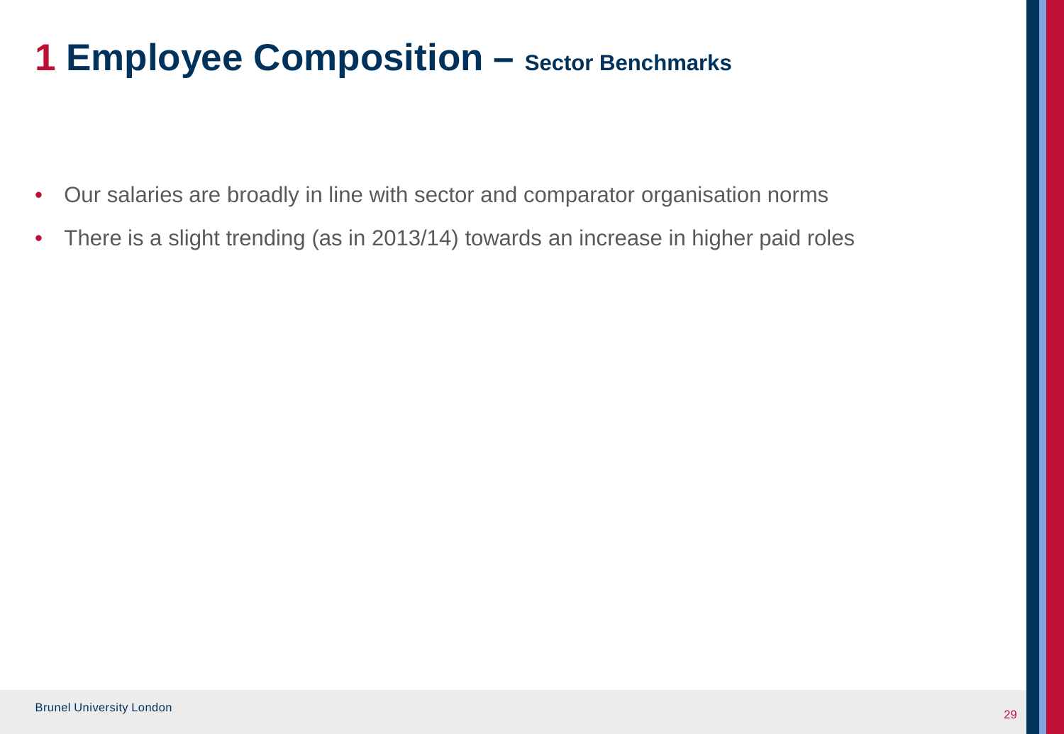# 1 Employee Composition – Sector Benchmarks

- Our salaries are broadly in line with sector and comparator organisation norms
- There is a slight trending (as in 2013/14) towards an increase in higher paid roles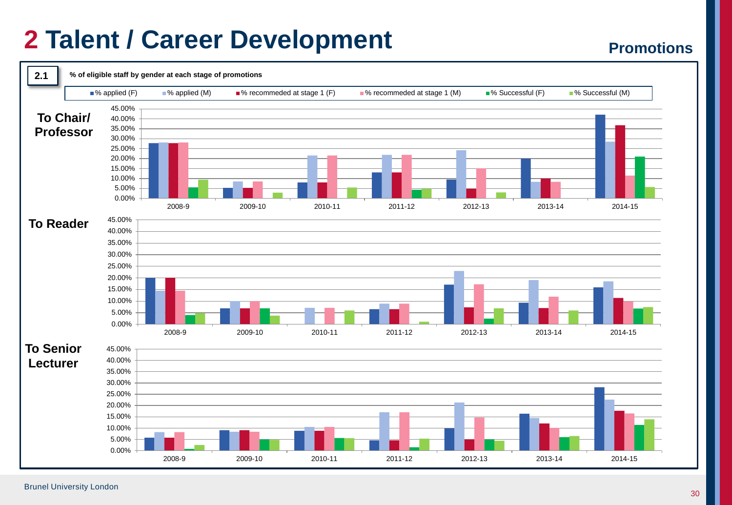# 2 Talent / Career Development

## Promotions

**2.1** % of eligible staff by gender at each stage of promotions

Legend: % applied (F) | % applied (M) | % recommeded at stage 1 (F) | % recommeded at stage 1 (M) | % Successful (F) | % Successful (M)

**To Chair/ Professor**

**To Reader**

**To Senior Lecturer**

Years: 2008-9, 2009-10, 2010-11, 2011-12, 2012-13, 2013-14, 2014-15

Brunel University London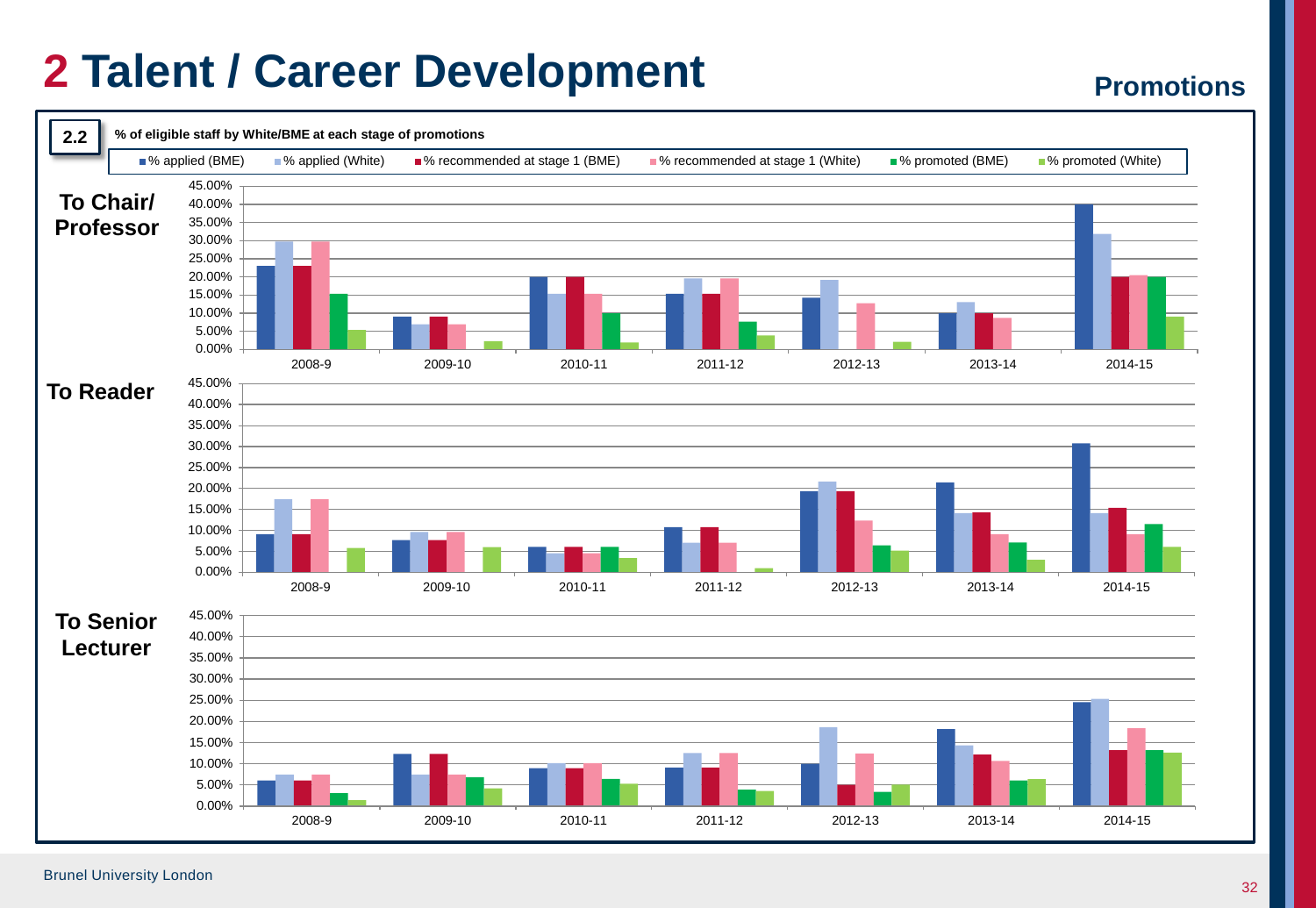# 2 Talent / Career Development

## Promotions

**2.2** % of eligible staff by White/BME at each stage of promotions

Legend: % applied (BME) | % applied (White) | % recommended at stage 1 (BME) | % recommended at stage 1 (White) | % promoted (BME) | % promoted (White)

**To Chair/ Professor**

Years: 2008-9, 2009-10, 2010-11, 2011-12, 2012-13, 2013-14, 2014-15

**To Reader**

Years: 2008-9, 2009-10, 2010-11, 2011-12, 2012-13, 2013-14, 2014-15

**To Senior Lecturer**

Years: 2008-9, 2009-10, 2010-11, 2011-12, 2012-13, 2013-14, 2014-15

Brunel University London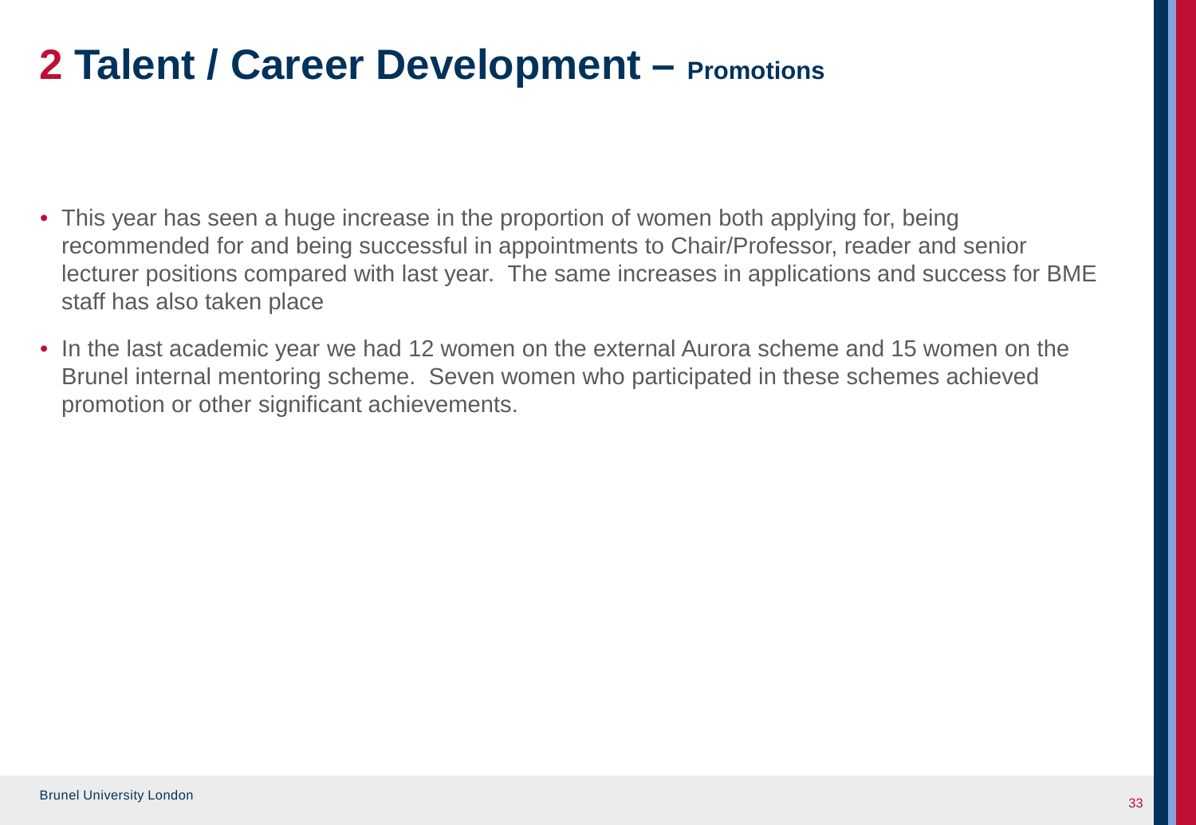# 2 Talent / Career Development – Promotions

- This year has seen a huge increase in the proportion of women both applying for, being recommended for and being successful in appointments to Chair/Professor, reader and senior lecturer positions compared with last year. The same increases in applications and success for BME staff has also taken place
- In the last academic year we had 12 women on the external Aurora scheme and 15 women on the Brunel internal mentoring scheme. Seven women who participated in these schemes achieved promotion or other significant achievements.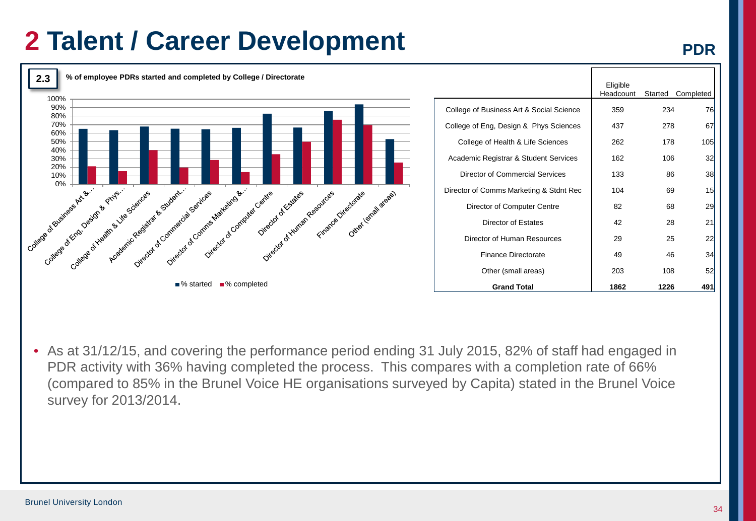# 2 Talent / Career Development

**PDR**

**2.3** % of employee PDRs started and completed by College / Directorate

| | Eligible Headcount | Started | Completed |
|---|---|---|---|
| College of Business Art & Social Science | 359 | 234 | 76 |
| College of Eng, Design & Phys Sciences | 437 | 278 | 67 |
| College of Health & Life Sciences | 262 | 178 | 105 |
| Academic Registrar & Student Services | 162 | 106 | 32 |
| Director of Commercial Services | 133 | 86 | 38 |
| Director of Comms Marketing & Stdnt Rec | 104 | 69 | 15 |
| Director of Computer Centre | 82 | 68 | 29 |
| Director of Estates | 42 | 28 | 21 |
| Director of Human Resources | 29 | 25 | 22 |
| Finance Directorate | 49 | 46 | 34 |
| Other (small areas) | 203 | 108 | 52 |
| **Grand Total** | **1862** | **1226** | **491** |

- As at 31/12/15, and covering the performance period ending 31 July 2015, 82% of staff had engaged in PDR activity with 36% having completed the process. This compares with a completion rate of 66% (compared to 85% in the Brunel Voice HE organisations surveyed by Capita) stated in the Brunel Voice survey for 2013/2014.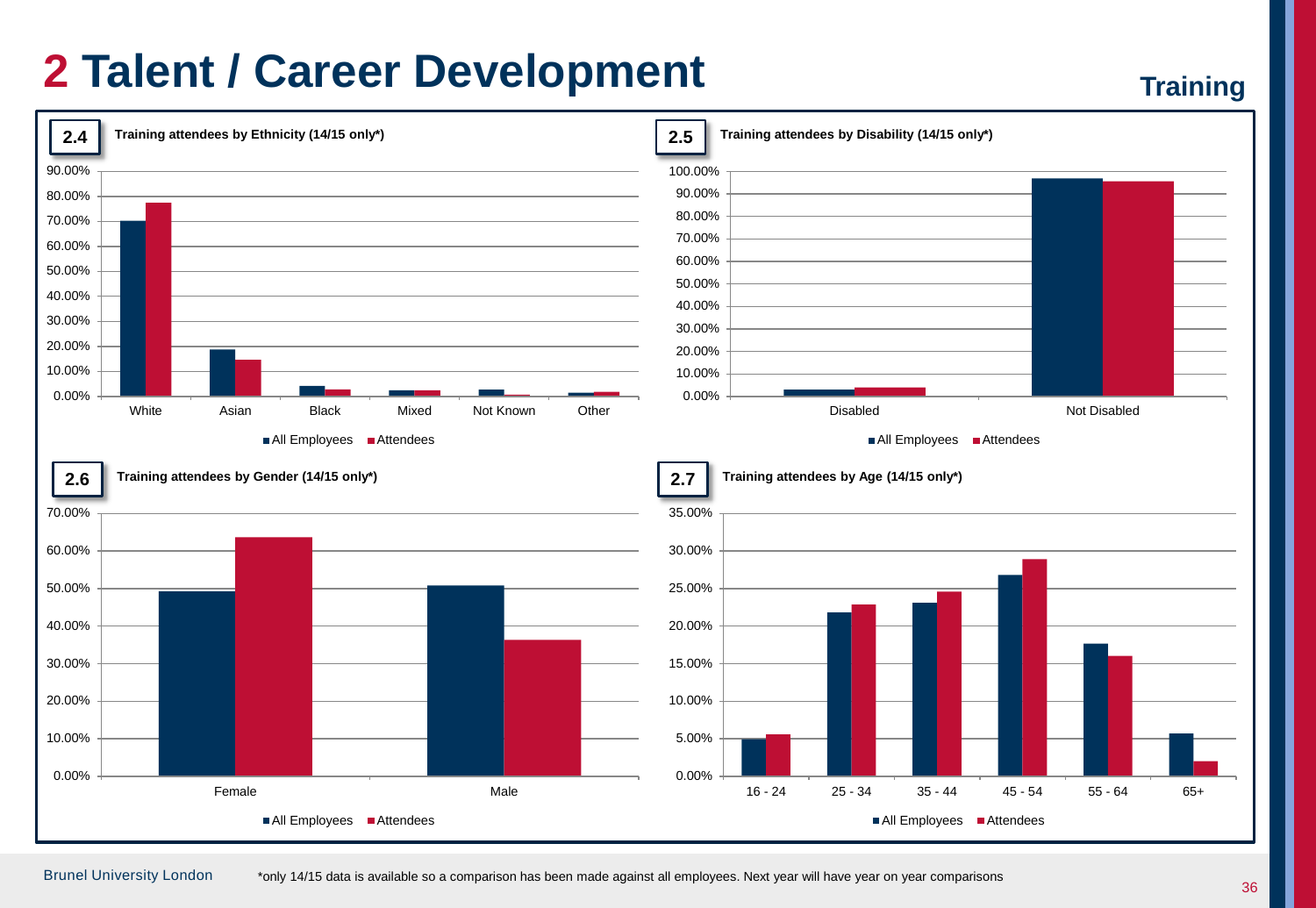# 2 Talent / Career Development

**Training**

**2.4** Training attendees by Ethnicity (14/15 only*)

**2.5** Training attendees by Disability (14/15 only*)

**2.6** Training attendees by Gender (14/15 only*)

**2.7** Training attendees by Age (14/15 only*)

Brunel University London

*only 14/15 data is available so a comparison has been made against all employees. Next year will have year on year comparisons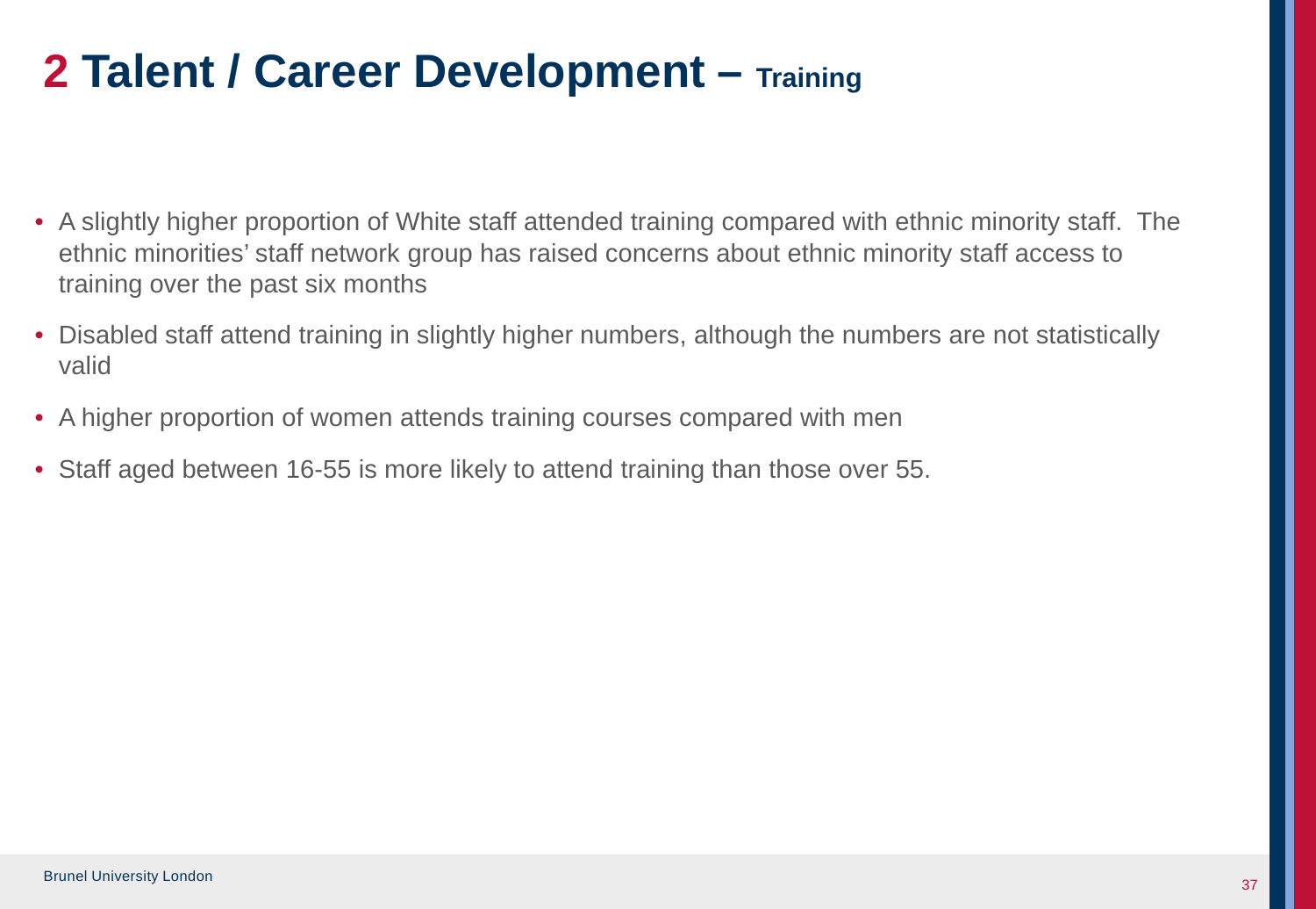# 2 Talent / Career Development – Training

- A slightly higher proportion of White staff attended training compared with ethnic minority staff. The ethnic minorities' staff network group has raised concerns about ethnic minority staff access to training over the past six months
- Disabled staff attend training in slightly higher numbers, although the numbers are not statistically valid
- A higher proportion of women attends training courses compared with men
- Staff aged between 16-55 is more likely to attend training than those over 55.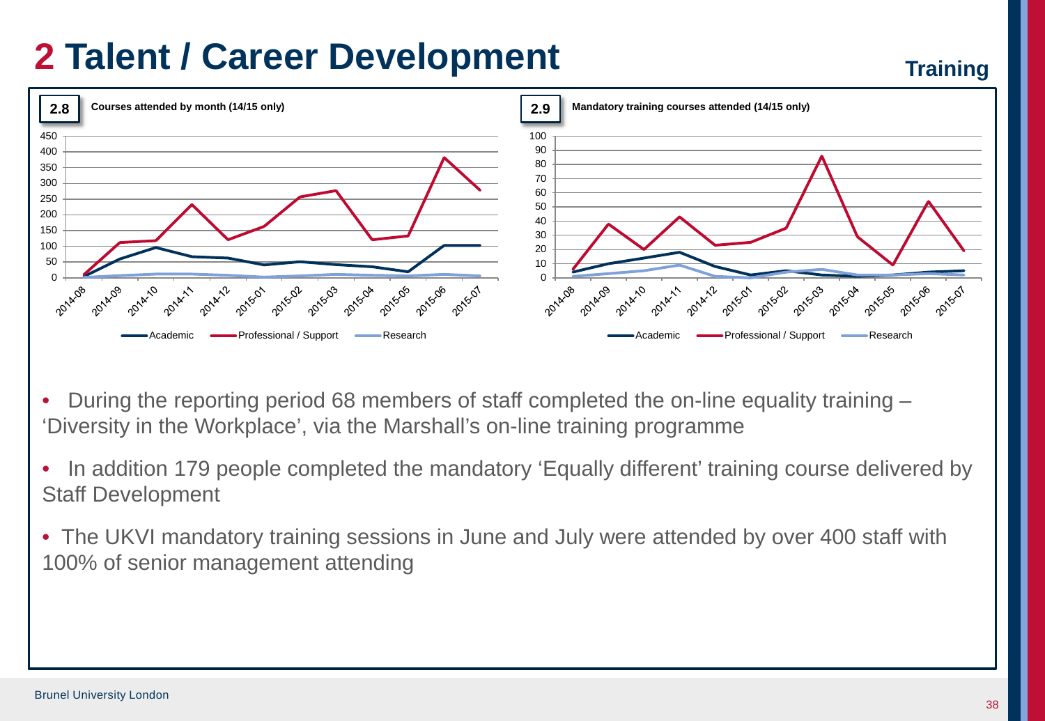# 2 Talent / Career Development

**Training**

**2.8** Courses attended by month (14/15 only)

**2.9** Mandatory training courses attended (14/15 only)

- During the reporting period 68 members of staff completed the on-line equality training – 'Diversity in the Workplace', via the Marshall's on-line training programme
- In addition 179 people completed the mandatory 'Equally different' training course delivered by Staff Development
- The UKVI mandatory training sessions in June and July were attended by over 400 staff with 100% of senior management attending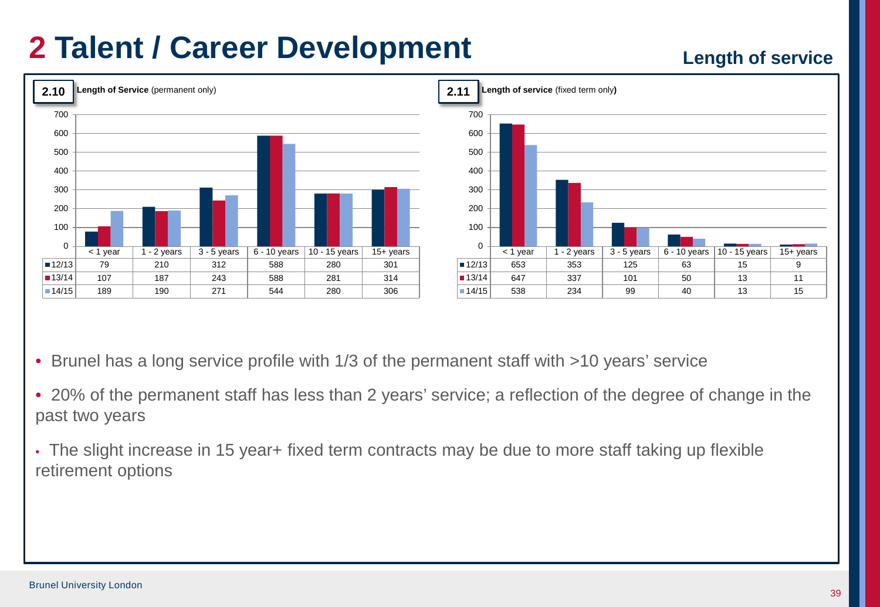# 2 Talent / Career Development

## Length of service

**2.10 Length of Service** (permanent only)

| | < 1 year | 1 - 2 years | 3 - 5 years | 6 - 10 years | 10 - 15 years | 15+ years |
|---|---|---|---|---|---|---|
| 12/13 | 79 | 210 | 312 | 588 | 280 | 301 |
| 13/14 | 107 | 187 | 243 | 588 | 281 | 314 |
| 14/15 | 189 | 190 | 271 | 544 | 280 | 306 |

**2.11 Length of service** (fixed term only)

| | < 1 year | 1 - 2 years | 3 - 5 years | 6 - 10 years | 10 - 15 years | 15+ years |
|---|---|---|---|---|---|---|
| 12/13 | 653 | 353 | 125 | 63 | 15 | 9 |
| 13/14 | 647 | 337 | 101 | 50 | 13 | 11 |
| 14/15 | 538 | 234 | 99 | 40 | 13 | 15 |

- Brunel has a long service profile with 1/3 of the permanent staff with >10 years' service
- 20% of the permanent staff has less than 2 years' service; a reflection of the degree of change in the past two years
- The slight increase in 15 year+ fixed term contracts may be due to more staff taking up flexible retirement options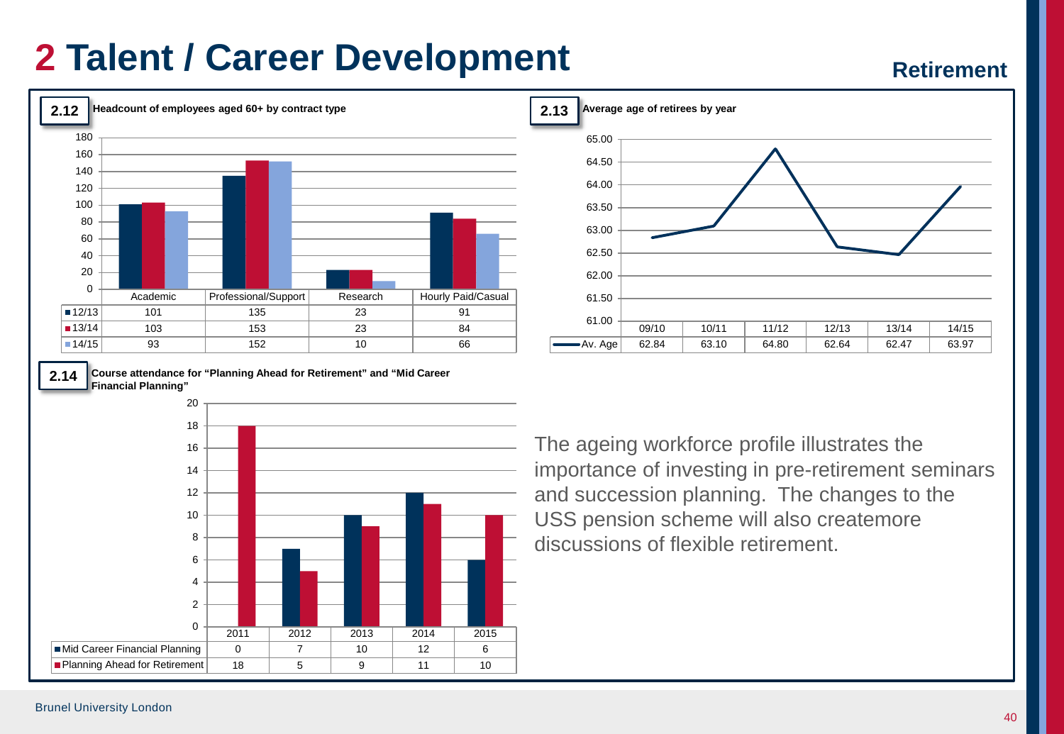# 2 Talent / Career Development

## Retirement

**2.12** Headcount of employees aged 60+ by contract type

| | Academic | Professional/Support | Research | Hourly Paid/Casual |
|---|---|---|---|---|
| 12/13 | 101 | 135 | 23 | 91 |
| 13/14 | 103 | 153 | 23 | 84 |
| 14/15 | 93 | 152 | 10 | 66 |

**2.13** Average age of retirees by year

| | 09/10 | 10/11 | 11/12 | 12/13 | 13/14 | 14/15 |
|---|---|---|---|---|---|---|
| Av. Age | 62.84 | 63.10 | 64.80 | 62.64 | 62.47 | 63.97 |

**2.14** Course attendance for "Planning Ahead for Retirement" and "Mid Career Financial Planning"

| | 2011 | 2012 | 2013 | 2014 | 2015 |
|---|---|---|---|---|---|
| Mid Career Financial Planning | 0 | 7 | 10 | 12 | 6 |
| Planning Ahead for Retirement | 18 | 5 | 9 | 11 | 10 |

The ageing workforce profile illustrates the importance of investing in pre-retirement seminars and succession planning. The changes to the USS pension scheme will also createmore discussions of flexible retirement.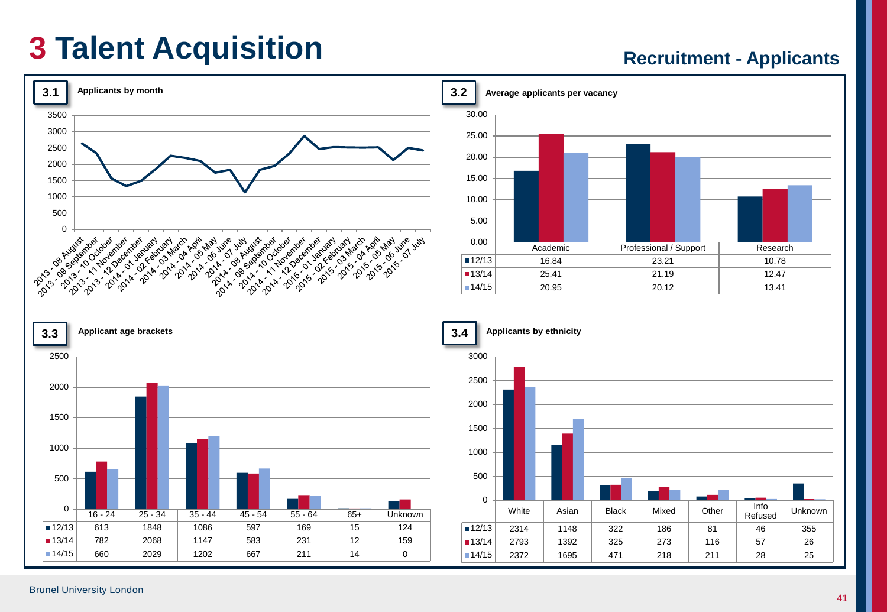# 3 Talent Acquisition

## Recruitment - Applicants

### 3.1 Applicants by month

(Line chart: y-axis 0–3500; x-axis months 2013 - 08 August to 2015 - 07 July)

### 3.2 Average applicants per vacancy

| | Academic | Professional / Support | Research |
|---|---|---|---|
| 12/13 | 16.84 | 23.21 | 10.78 |
| 13/14 | 25.41 | 21.19 | 12.47 |
| 14/15 | 20.95 | 20.12 | 13.41 |

### 3.3 Applicant age brackets

| | 16 - 24 | 25 - 34 | 35 - 44 | 45 - 54 | 55 - 64 | 65+ | Unknown |
|---|---|---|---|---|---|---|---|
| 12/13 | 613 | 1848 | 1086 | 597 | 169 | 15 | 124 |
| 13/14 | 782 | 2068 | 1147 | 583 | 231 | 12 | 159 |
| 14/15 | 660 | 2029 | 1202 | 667 | 211 | 14 | 0 |

### 3.4 Applicants by ethnicity

| | White | Asian | Black | Mixed | Other | Info Refused | Unknown |
|---|---|---|---|---|---|---|---|
| 12/13 | 2314 | 1148 | 322 | 186 | 81 | 46 | 355 |
| 13/14 | 2793 | 1392 | 325 | 273 | 116 | 57 | 26 |
| 14/15 | 2372 | 1695 | 471 | 218 | 211 | 28 | 25 |

Brunel University London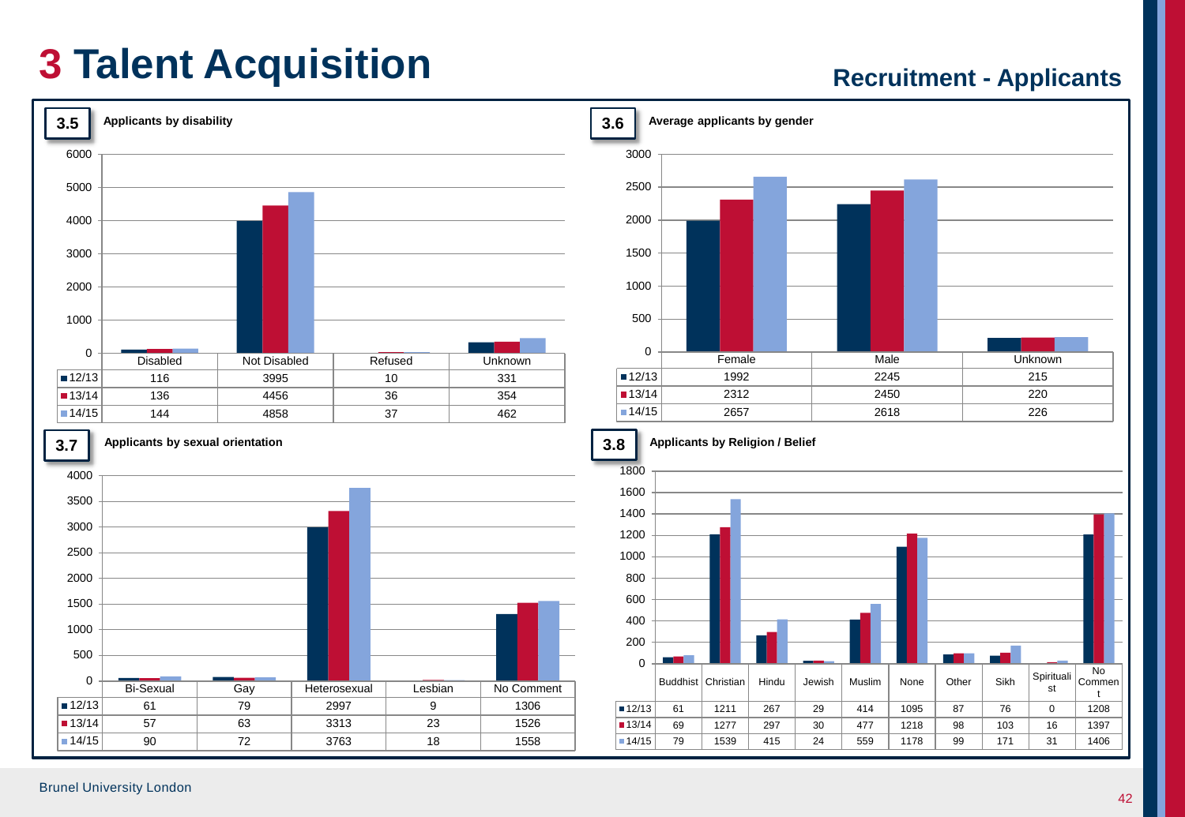# 3 Talent Acquisition

## Recruitment - Applicants

### 3.5 Applicants by disability

| | Disabled | Not Disabled | Refused | Unknown |
|---|---|---|---|---|
| 12/13 | 116 | 3995 | 10 | 331 |
| 13/14 | 136 | 4456 | 36 | 354 |
| 14/15 | 144 | 4858 | 37 | 462 |

### 3.6 Average applicants by gender

| | Female | Male | Unknown |
|---|---|---|---|
| 12/13 | 1992 | 2245 | 215 |
| 13/14 | 2312 | 2450 | 220 |
| 14/15 | 2657 | 2618 | 226 |

### 3.7 Applicants by sexual orientation

| | Bi-Sexual | Gay | Heterosexual | Lesbian | No Comment |
|---|---|---|---|---|---|
| 12/13 | 61 | 79 | 2997 | 9 | 1306 |
| 13/14 | 57 | 63 | 3313 | 23 | 1526 |
| 14/15 | 90 | 72 | 3763 | 18 | 1558 |

### 3.8 Applicants by Religion / Belief

| | Buddhist | Christian | Hindu | Jewish | Muslim | None | Other | Sikh | Spiritualist | No Comment |
|---|---|---|---|---|---|---|---|---|---|---|
| 12/13 | 61 | 1211 | 267 | 29 | 414 | 1095 | 87 | 76 | 0 | 1208 |
| 13/14 | 69 | 1277 | 297 | 30 | 477 | 1218 | 98 | 103 | 16 | 1397 |
| 14/15 | 79 | 1539 | 415 | 24 | 559 | 1178 | 99 | 171 | 31 | 1406 |

Brunel University London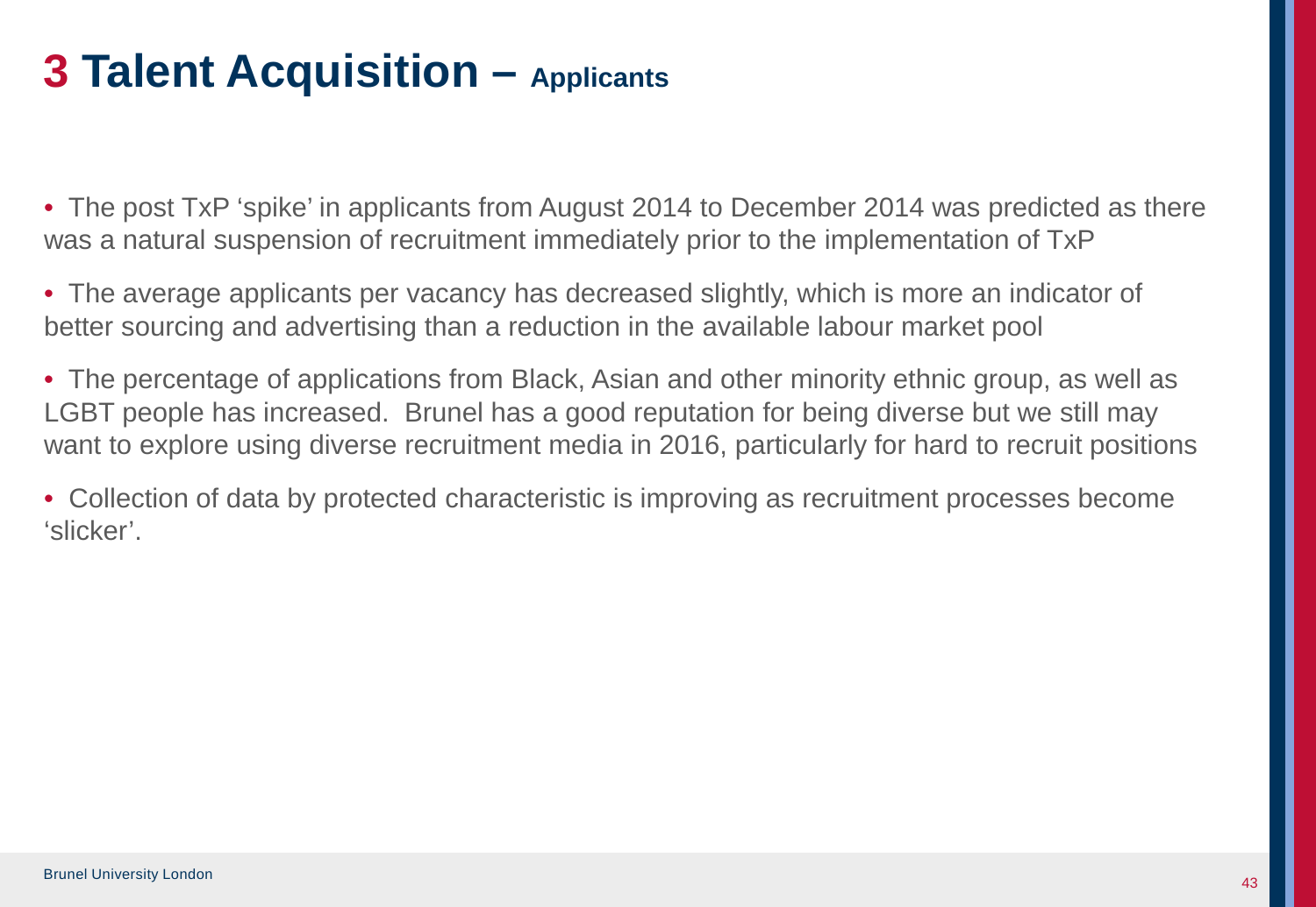# 3 Talent Acquisition – Applicants

- The post TxP 'spike' in applicants from August 2014 to December 2014 was predicted as there was a natural suspension of recruitment immediately prior to the implementation of TxP
- The average applicants per vacancy has decreased slightly, which is more an indicator of better sourcing and advertising than a reduction in the available labour market pool
- The percentage of applications from Black, Asian and other minority ethnic group, as well as LGBT people has increased. Brunel has a good reputation for being diverse but we still may want to explore using diverse recruitment media in 2016, particularly for hard to recruit positions
- Collection of data by protected characteristic is improving as recruitment processes become 'slicker'.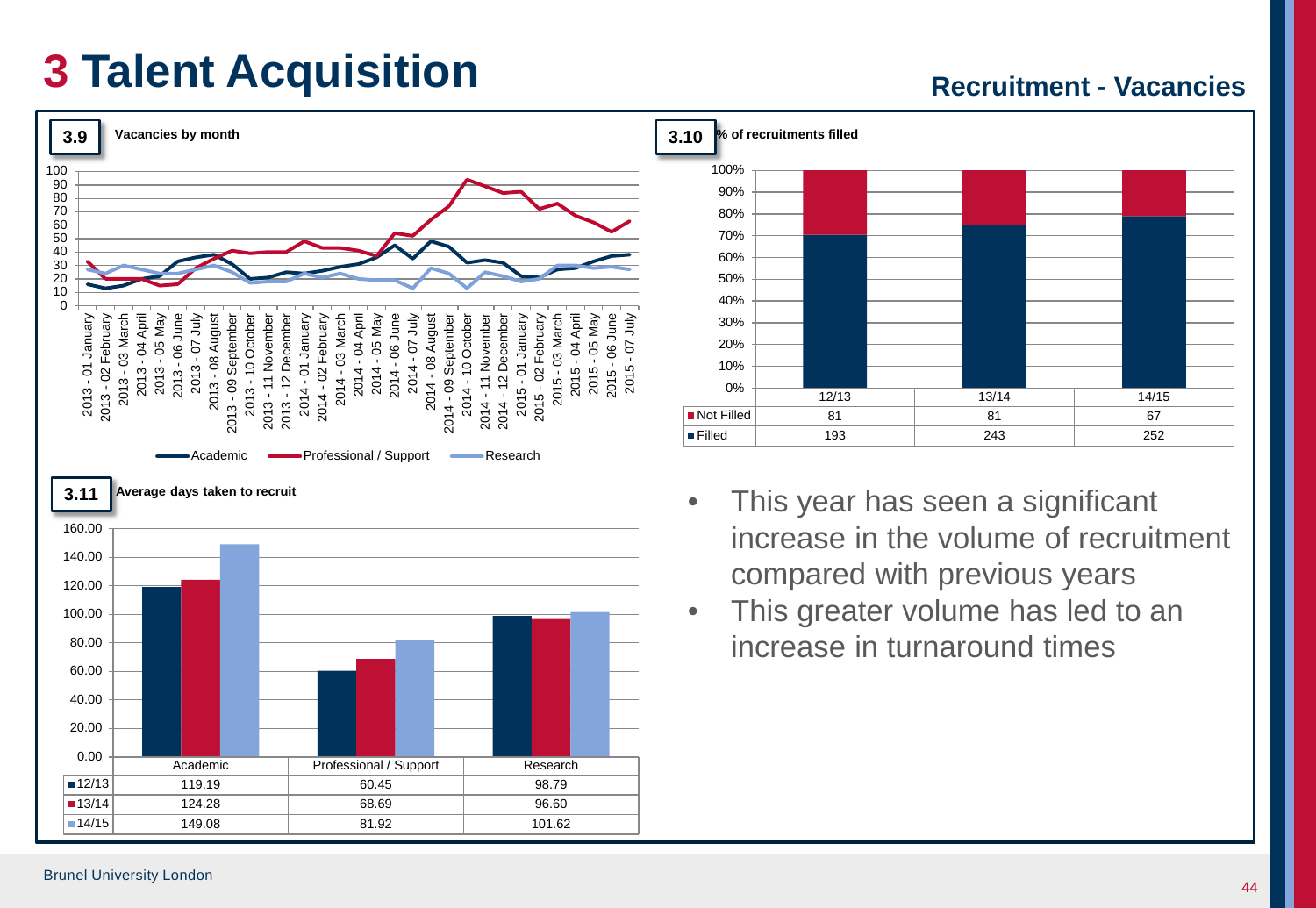# 3 Talent Acquisition

## Recruitment - Vacancies

**3.9** Vacancies by month

Academic | Professional / Support | Research

**3.10** % of recruitments filled

| | 12/13 | 13/14 | 14/15 |
|---|---|---|---|
| Not Filled | 81 | 81 | 67 |
| Filled | 193 | 243 | 252 |

**3.11** Average days taken to recruit

| | Academic | Professional / Support | Research |
|---|---|---|---|
| 12/13 | 119.19 | 60.45 | 98.79 |
| 13/14 | 124.28 | 68.69 | 96.60 |
| 14/15 | 149.08 | 81.92 | 101.62 |

- This year has seen a significant increase in the volume of recruitment compared with previous years
- This greater volume has led to an increase in turnaround times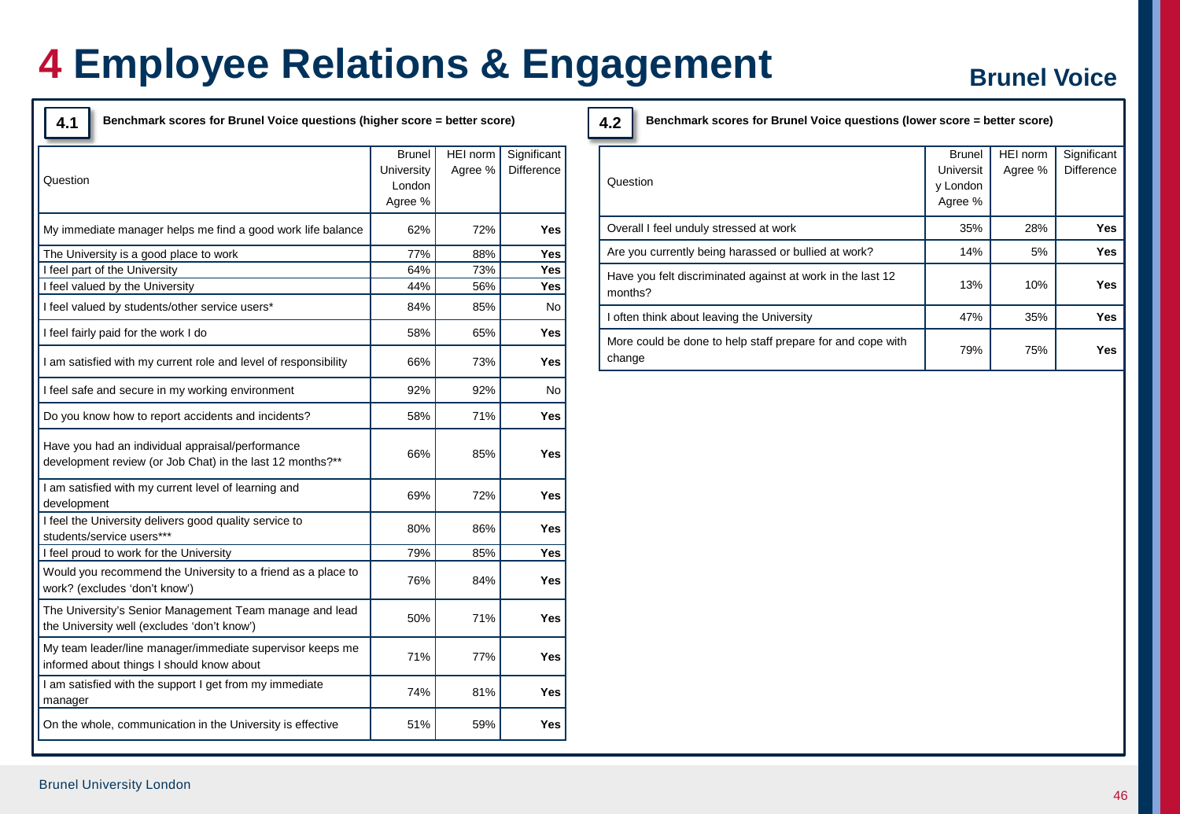# 4 Employee Relations & Engagement

Brunel Voice

**4.1** Benchmark scores for Brunel Voice questions (higher score = better score)

| Question | Brunel University London Agree % | HEI norm Agree % | Significant Difference |
|---|---|---|---|
| My immediate manager helps me find a good work life balance | 62% | 72% | **Yes** |
| The University is a good place to work | 77% | 88% | **Yes** |
| I feel part of the University | 64% | 73% | **Yes** |
| I feel valued by the University | 44% | 56% | **Yes** |
| I feel valued by students/other service users* | 84% | 85% | No |
| I feel fairly paid for the work I do | 58% | 65% | **Yes** |
| I am satisfied with my current role and level of responsibility | 66% | 73% | **Yes** |
| I feel safe and secure in my working environment | 92% | 92% | No |
| Do you know how to report accidents and incidents? | 58% | 71% | **Yes** |
| Have you had an individual appraisal/performance development review (or Job Chat) in the last 12 months?** | 66% | 85% | **Yes** |
| I am satisfied with my current level of learning and development | 69% | 72% | **Yes** |
| I feel the University delivers good quality service to students/service users*** | 80% | 86% | **Yes** |
| I feel proud to work for the University | 79% | 85% | **Yes** |
| Would you recommend the University to a friend as a place to work? (excludes 'don't know') | 76% | 84% | **Yes** |
| The University's Senior Management Team manage and lead the University well (excludes 'don't know') | 50% | 71% | **Yes** |
| My team leader/line manager/immediate supervisor keeps me informed about things I should know about | 71% | 77% | **Yes** |
| I am satisfied with the support I get from my immediate manager | 74% | 81% | **Yes** |
| On the whole, communication in the University is effective | 51% | 59% | **Yes** |

**4.2** Benchmark scores for Brunel Voice questions (lower score = better score)

| Question | Brunel University London Agree % | HEI norm Agree % | Significant Difference |
|---|---|---|---|
| Overall I feel unduly stressed at work | 35% | 28% | **Yes** |
| Are you currently being harassed or bullied at work? | 14% | 5% | **Yes** |
| Have you felt discriminated against at work in the last 12 months? | 13% | 10% | **Yes** |
| I often think about leaving the University | 47% | 35% | **Yes** |
| More could be done to help staff prepare for and cope with change | 79% | 75% | **Yes** |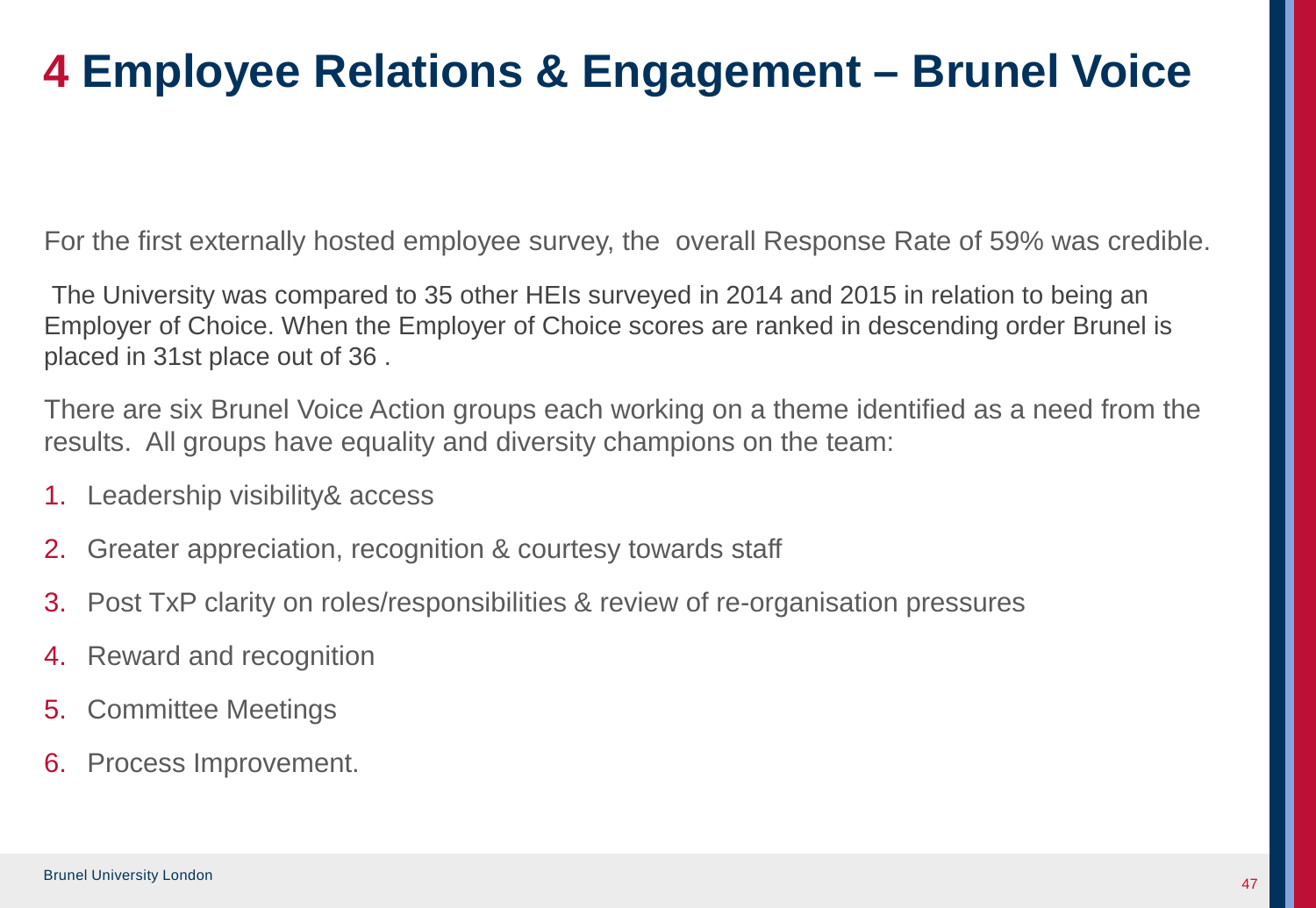# 4 Employee Relations & Engagement – Brunel Voice

For the first externally hosted employee survey, the overall Response Rate of 59% was credible.

The University was compared to 35 other HEIs surveyed in 2014 and 2015 in relation to being an Employer of Choice. When the Employer of Choice scores are ranked in descending order Brunel is placed in 31st place out of 36 .

There are six Brunel Voice Action groups each working on a theme identified as a need from the results. All groups have equality and diversity champions on the team:

1. Leadership visibility& access
2. Greater appreciation, recognition & courtesy towards staff
3. Post TxP clarity on roles/responsibilities & review of re-organisation pressures
4. Reward and recognition
5. Committee Meetings
6. Process Improvement.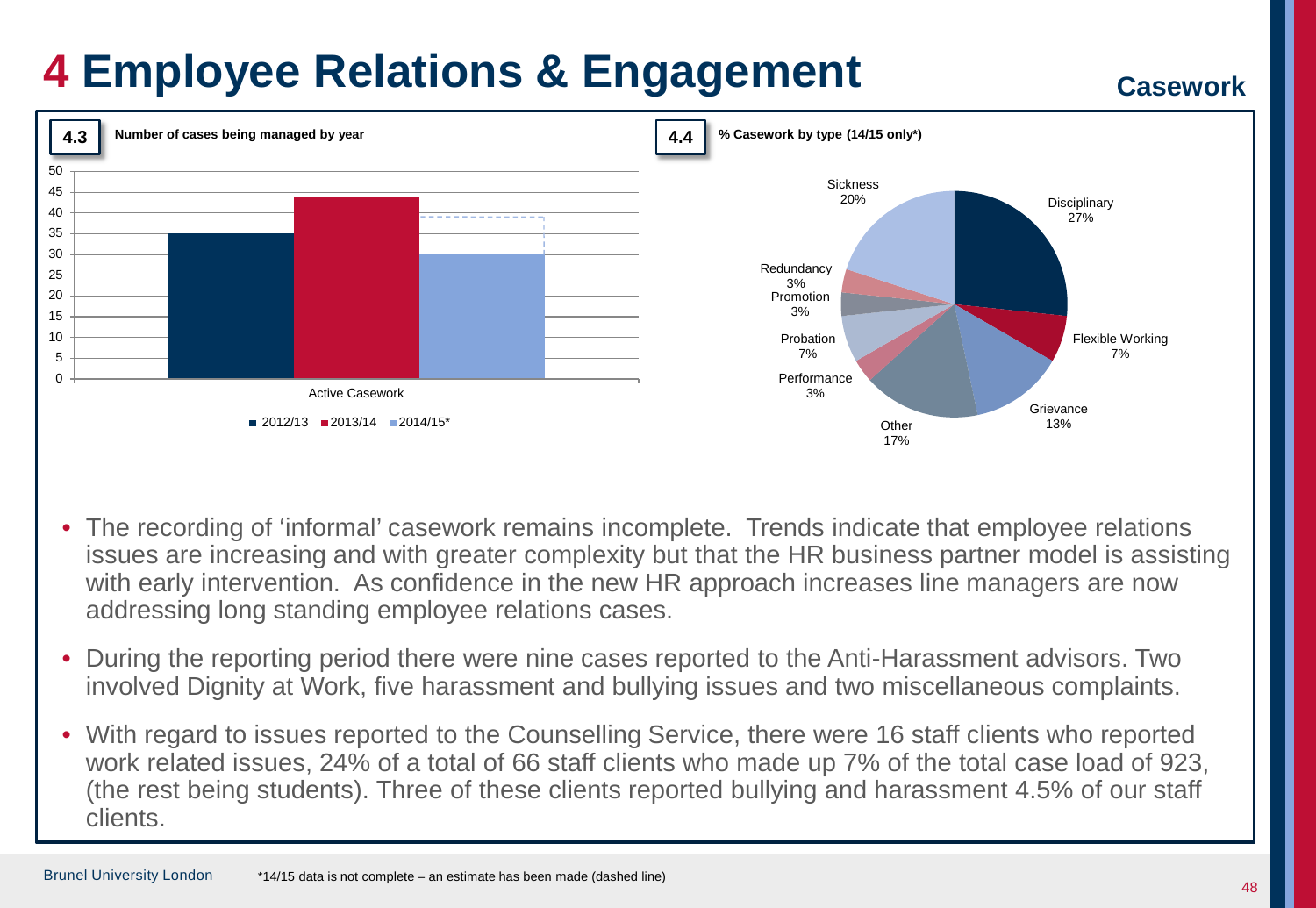# 4 Employee Relations & Engagement

## Casework

**4.3** Number of cases being managed by year

| Active Casework | Cases |
|---|---|
| 2012/13 | 35 |
| 2013/14 | 44 |
| 2014/15* | 30 |

**4.4** % Casework by type (14/15 only*)

| Type | % |
|---|---|
| Disciplinary | 27% |
| Flexible Working | 7% |
| Grievance | 13% |
| Other | 17% |
| Performance | 3% |
| Probation | 7% |
| Promotion | 3% |
| Redundancy | 3% |
| Sickness | 20% |

- The recording of 'informal' casework remains incomplete. Trends indicate that employee relations issues are increasing and with greater complexity but that the HR business partner model is assisting with early intervention. As confidence in the new HR approach increases line managers are now addressing long standing employee relations cases.
- During the reporting period there were nine cases reported to the Anti-Harassment advisors. Two involved Dignity at Work, five harassment and bullying issues and two miscellaneous complaints.
- With regard to issues reported to the Counselling Service, there were 16 staff clients who reported work related issues, 24% of a total of 66 staff clients who made up 7% of the total case load of 923, (the rest being students). Three of these clients reported bullying and harassment 4.5% of our staff clients.

Brunel University London

*14/15 data is not complete – an estimate has been made (dashed line)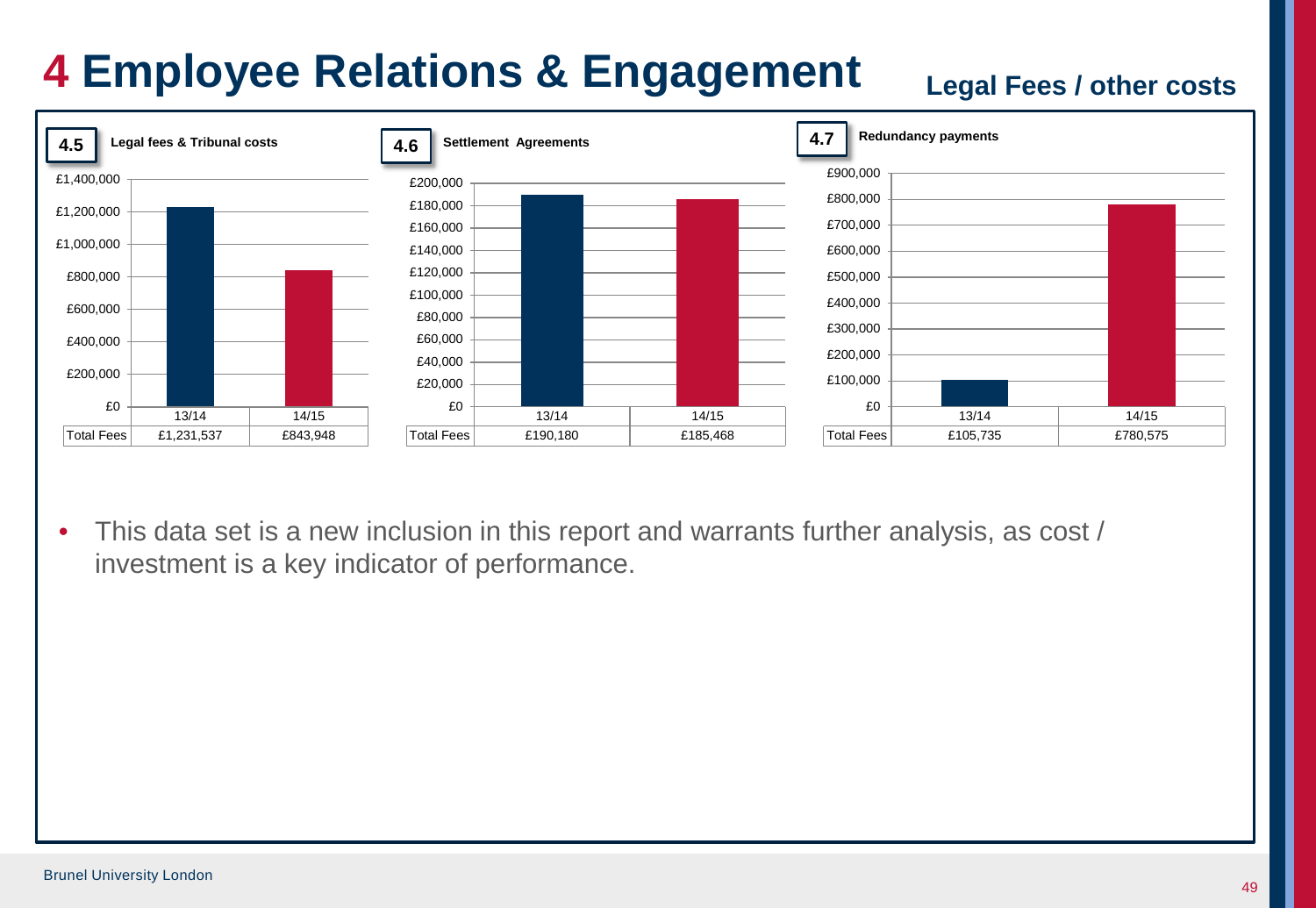# 4 Employee Relations & Engagement

## Legal Fees / other costs

**4.5 Legal fees & Tribunal costs**

| | 13/14 | 14/15 |
|---|---|---|
| Total Fees | £1,231,537 | £843,948 |

**4.6 Settlement Agreements**

| | 13/14 | 14/15 |
|---|---|---|
| Total Fees | £190,180 | £185,468 |

**4.7 Redundancy payments**

| | 13/14 | 14/15 |
|---|---|---|
| Total Fees | £105,735 | £780,575 |

- This data set is a new inclusion in this report and warrants further analysis, as cost / investment is a key indicator of performance.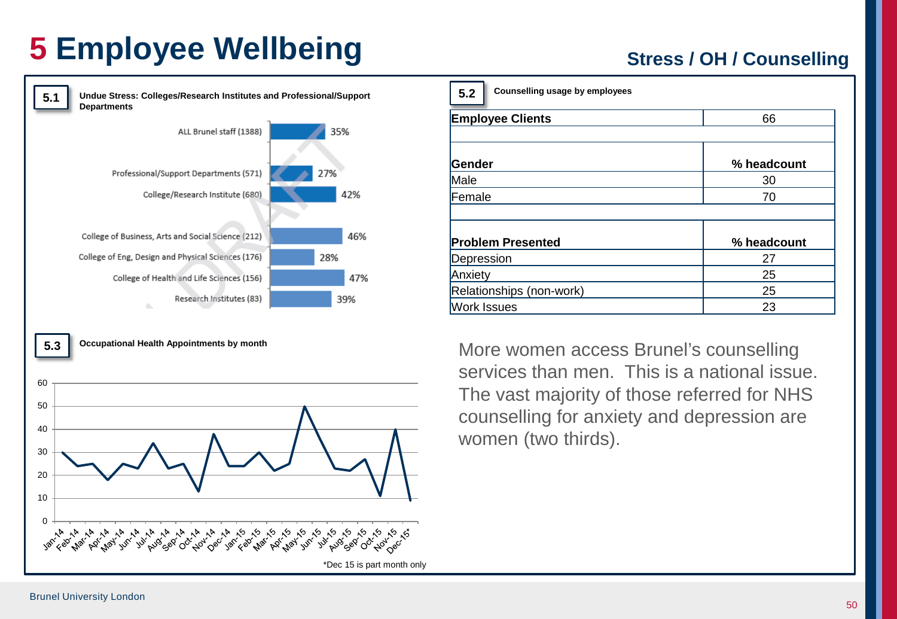# 5 Employee Wellbeing

## Stress / OH / Counselling

**5.1** Undue Stress: Colleges/Research Institutes and Professional/Support Departments

| Group | % |
|---|---|
| ALL Brunel staff (1388) | 35% |
| Professional/Support Departments (571) | 27% |
| College/Research Institute (680) | 42% |
| College of Business, Arts and Social Science (212) | 46% |
| College of Eng, Design and Physical Sciences (176) | 28% |
| College of Health and Life Sciences (156) | 47% |
| Research Institutes (83) | 39% |

**5.2** Counselling usage by employees

| **Employee Clients** | 66 |
|---|---|
| | |
| **Gender** | **% headcount** |
| Male | 30 |
| Female | 70 |
| | |
| **Problem Presented** | **% headcount** |
| Depression | 27 |
| Anxiety | 25 |
| Relationships (non-work) | 25 |
| Work Issues | 23 |

More women access Brunel's counselling services than men. This is a national issue. The vast majority of those referred for NHS counselling for anxiety and depression are women (two thirds).

**5.3** Occupational Health Appointments by month

| Month | Appointments |
|---|---|
| Jan-14 | 30 |
| Feb-14 | 24 |
| Mar-14 | 25 |
| Apr-14 | 18 |
| May-14 | 25 |
| Jun-14 | 23 |
| Jul-14 | 34 |
| Aug-14 | 23 |
| Sep-14 | 25 |
| Oct-14 | 13 |
| Nov-14 | 38 |
| Dec-14 | 24 |
| Jan-15 | 24 |
| Feb-15 | 30 |
| Mar-15 | 22 |
| Apr-15 | 25 |
| May-15 | 50 |
| Jun-15 | 36 |
| Jul-15 | 23 |
| Aug-15 | 22 |
| Sep-15 | 27 |
| Oct-15 | 11 |
| Nov-15 | 40 |
| Dec-15* | 9 |

*Dec 15 is part month only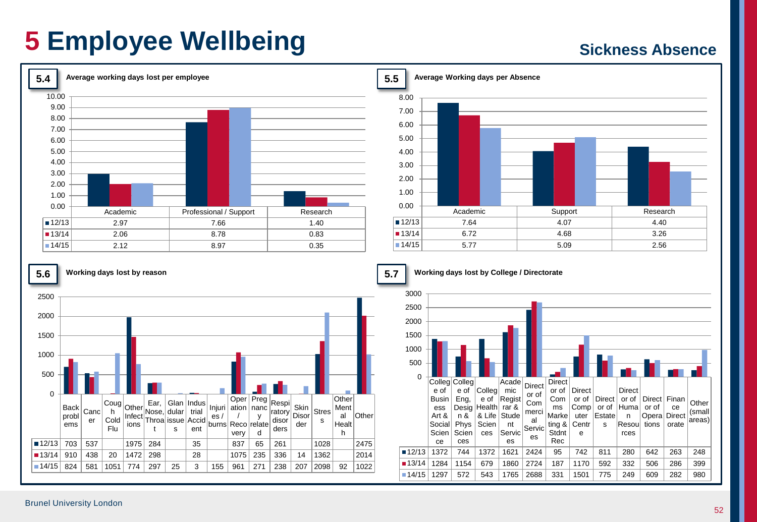# 5 Employee Wellbeing

## Sickness Absence

### 5.4 Average working days lost per employee

| | Academic | Professional / Support | Research |
|---|---|---|---|
| 12/13 | 2.97 | 7.66 | 1.40 |
| 13/14 | 2.06 | 8.78 | 0.83 |
| 14/15 | 2.12 | 8.97 | 0.35 |

### 5.5 Average Working days per Absence

| | Academic | Support | Research |
|---|---|---|---|
| 12/13 | 7.64 | 4.07 | 4.40 |
| 13/14 | 6.72 | 4.68 | 3.26 |
| 14/15 | 5.77 | 5.09 | 2.56 |

### 5.6 Working days lost by reason

| | Back problems | Cancer | Cough Cold Flu | Other Infections | Ear, Nose, Throat | Glandular issues | Industrial Accident | Injuries / burns | Operation / Recovery | Pregnancy related | Respiratory disorders | Skin Disorder | Stress | Other Mental Health | Other |
|---|---|---|---|---|---|---|---|---|---|---|---|---|---|---|---|
| 12/13 | 703 | 537 | | 1975 | 284 | | 35 | | 837 | 65 | 261 | | 1028 | | 2475 |
| 13/14 | 910 | 438 | 20 | 1472 | 298 | | 28 | | 1075 | 235 | 336 | 14 | 1362 | | 2014 |
| 14/15 | 824 | 581 | 1051 | 774 | 297 | 25 | 3 | 155 | 961 | 271 | 238 | 207 | 2098 | 92 | 1022 |

### 5.7 Working days lost by College / Directorate

| | College of Business Art & Social Sciences | College of Eng, Design & Phys Sciences | College of Health & Life Sciences | Academic Registrar & Student Services | Director of Commercial Services | Director of Comms Marketing & Stdnt Rec | Director of Computer Centre | Director of Estates | Director of Human Resources | Director of Operations | Finance Directorate | Other (small areas) |
|---|---|---|---|---|---|---|---|---|---|---|---|---|
| 12/13 | 1372 | 744 | 1372 | 1621 | 2424 | 95 | 742 | 811 | 280 | 642 | 263 | 248 |
| 13/14 | 1284 | 1154 | 679 | 1860 | 2724 | 187 | 1170 | 592 | 332 | 506 | 286 | 399 |
| 14/15 | 1297 | 572 | 543 | 1765 | 2688 | 331 | 1501 | 775 | 249 | 609 | 282 | 980 |

Brunel University London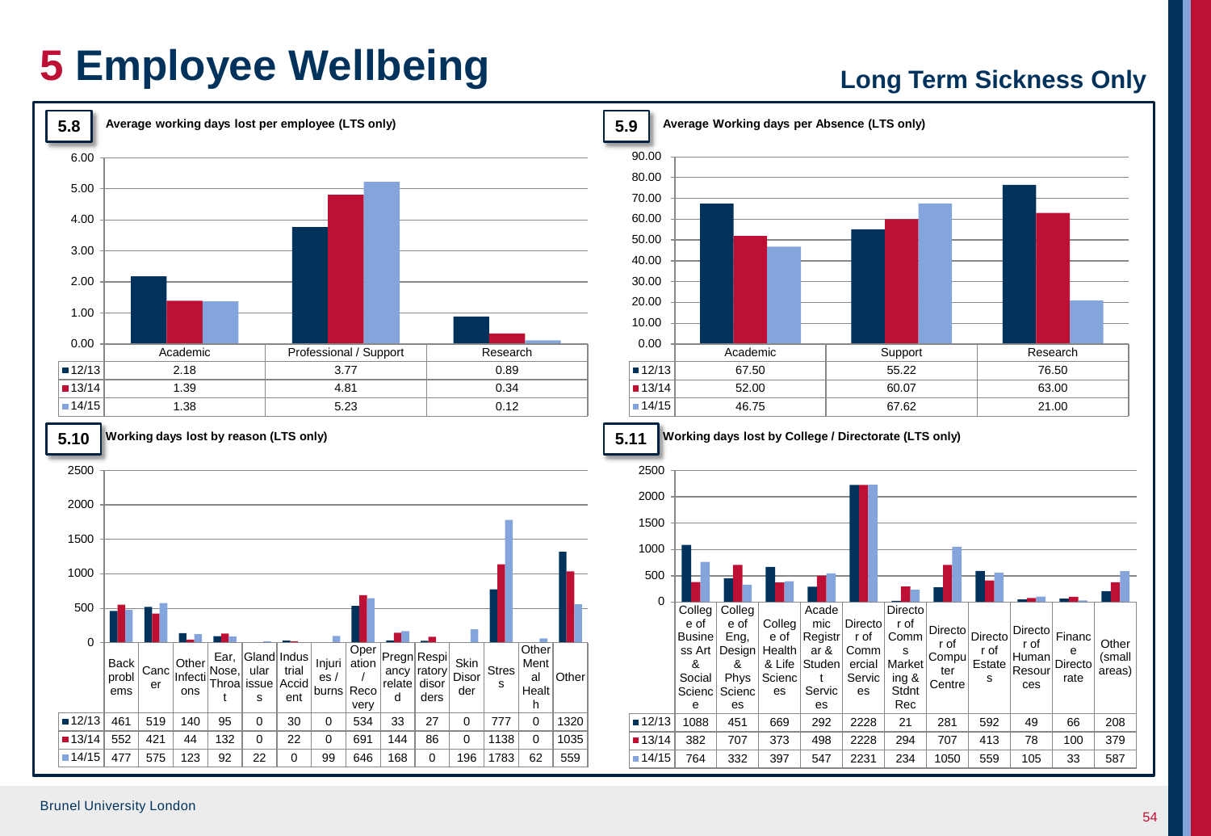# 5 Employee Wellbeing

## Long Term Sickness Only

### 5.8 Average working days lost per employee (LTS only)

| | Academic | Professional / Support | Research |
|---|---|---|---|
| 12/13 | 2.18 | 3.77 | 0.89 |
| 13/14 | 1.39 | 4.81 | 0.34 |
| 14/15 | 1.38 | 5.23 | 0.12 |

### 5.9 Average Working days per Absence (LTS only)

| | Academic | Support | Research |
|---|---|---|---|
| 12/13 | 67.50 | 55.22 | 76.50 |
| 13/14 | 52.00 | 60.07 | 63.00 |
| 14/15 | 46.75 | 67.62 | 21.00 |

### 5.10 Working days lost by reason (LTS only)

| | Back problems | Cancer | Other Infections | Ear, Nose, Throat | Glandular issues | Industrial Accident | Injuries / burns | Operation / Recovery | Pregnancy related | Respiratory disorders | Skin Disorder | Stress | Other Mental Health | Other |
|---|---|---|---|---|---|---|---|---|---|---|---|---|---|---|
| 12/13 | 461 | 519 | 140 | 95 | 0 | 30 | 0 | 534 | 33 | 27 | 0 | 777 | 0 | 1320 |
| 13/14 | 552 | 421 | 44 | 132 | 0 | 22 | 0 | 691 | 144 | 86 | 0 | 1138 | 0 | 1035 |
| 14/15 | 477 | 575 | 123 | 92 | 22 | 0 | 99 | 646 | 168 | 0 | 196 | 1783 | 62 | 559 |

### 5.11 Working days lost by College / Directorate (LTS only)

| | College of Business Art & Social Science | College of Eng, Design & Phys Sciences | College of Health & Life Sciences | Academic Registrar & Student Services | Director of Commercial Services | Director of Comms Marketing & Stdnt Rec | Director of Computer Centre | Director of Estates | Director of Human Resources | Finance Directorate | Other (small areas) |
|---|---|---|---|---|---|---|---|---|---|---|---|
| 12/13 | 1088 | 451 | 669 | 292 | 2228 | 21 | 281 | 592 | 49 | 66 | 208 |
| 13/14 | 382 | 707 | 373 | 498 | 2228 | 294 | 707 | 413 | 78 | 100 | 379 |
| 14/15 | 764 | 332 | 397 | 547 | 2231 | 234 | 1050 | 559 | 105 | 33 | 587 |

Brunel University London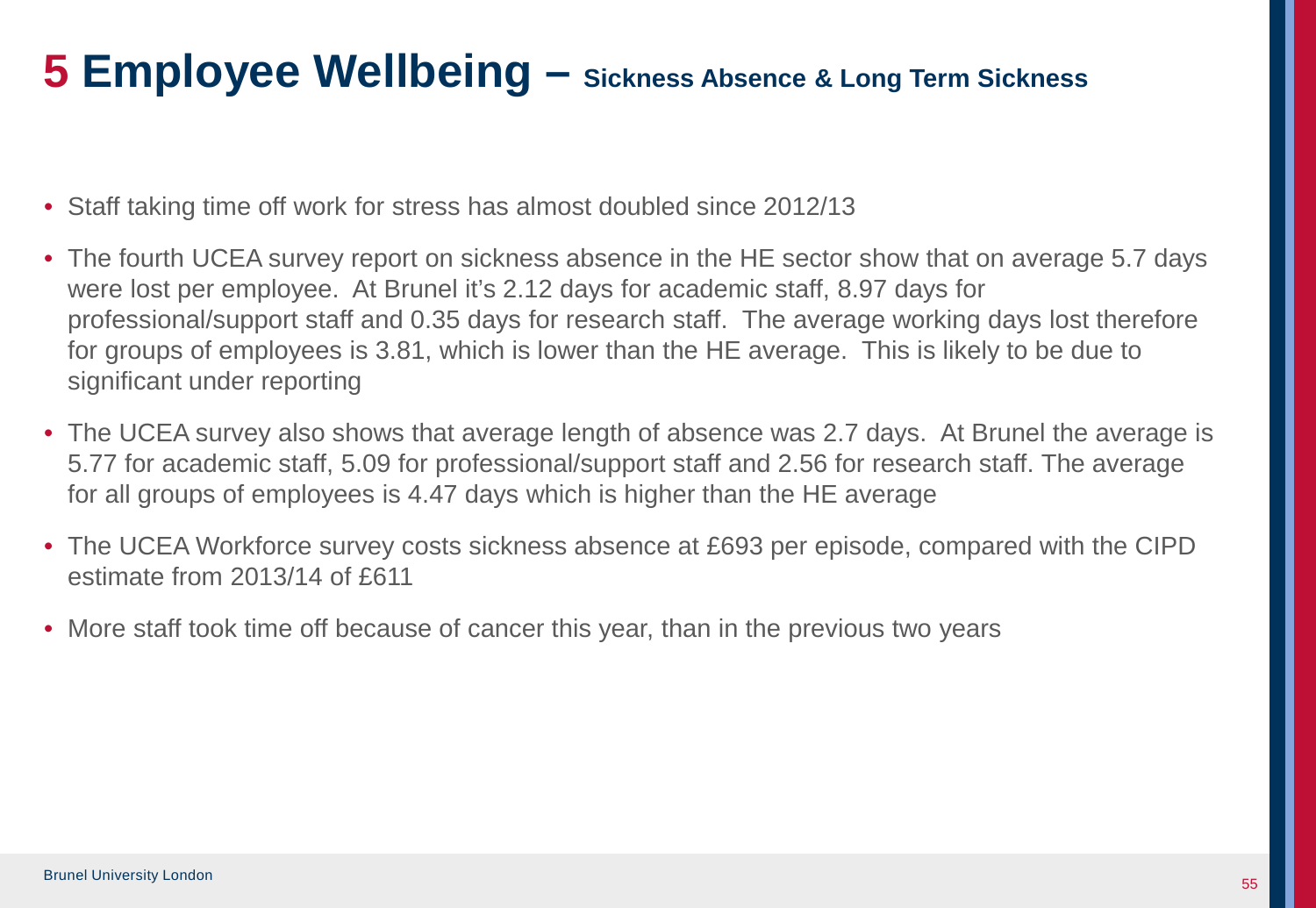# 5 Employee Wellbeing – Sickness Absence & Long Term Sickness

- Staff taking time off work for stress has almost doubled since 2012/13
- The fourth UCEA survey report on sickness absence in the HE sector show that on average 5.7 days were lost per employee. At Brunel it's 2.12 days for academic staff, 8.97 days for professional/support staff and 0.35 days for research staff. The average working days lost therefore for groups of employees is 3.81, which is lower than the HE average. This is likely to be due to significant under reporting
- The UCEA survey also shows that average length of absence was 2.7 days. At Brunel the average is 5.77 for academic staff, 5.09 for professional/support staff and 2.56 for research staff. The average for all groups of employees is 4.47 days which is higher than the HE average
- The UCEA Workforce survey costs sickness absence at £693 per episode, compared with the CIPD estimate from 2013/14 of £611
- More staff took time off because of cancer this year, than in the previous two years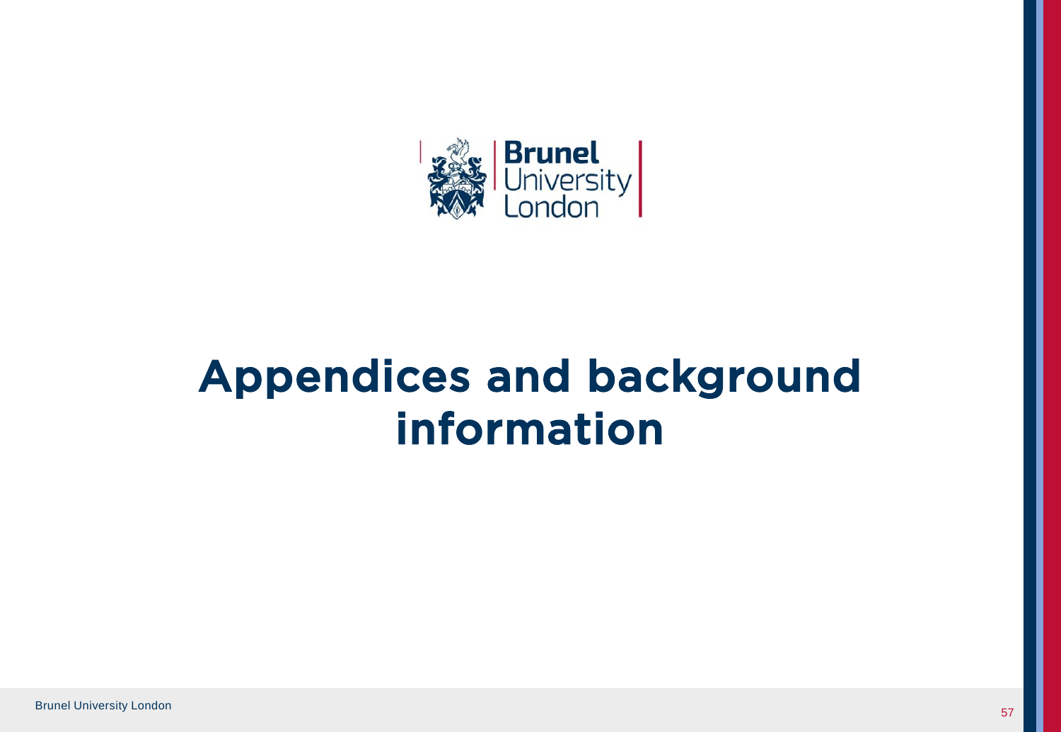# Appendices and background information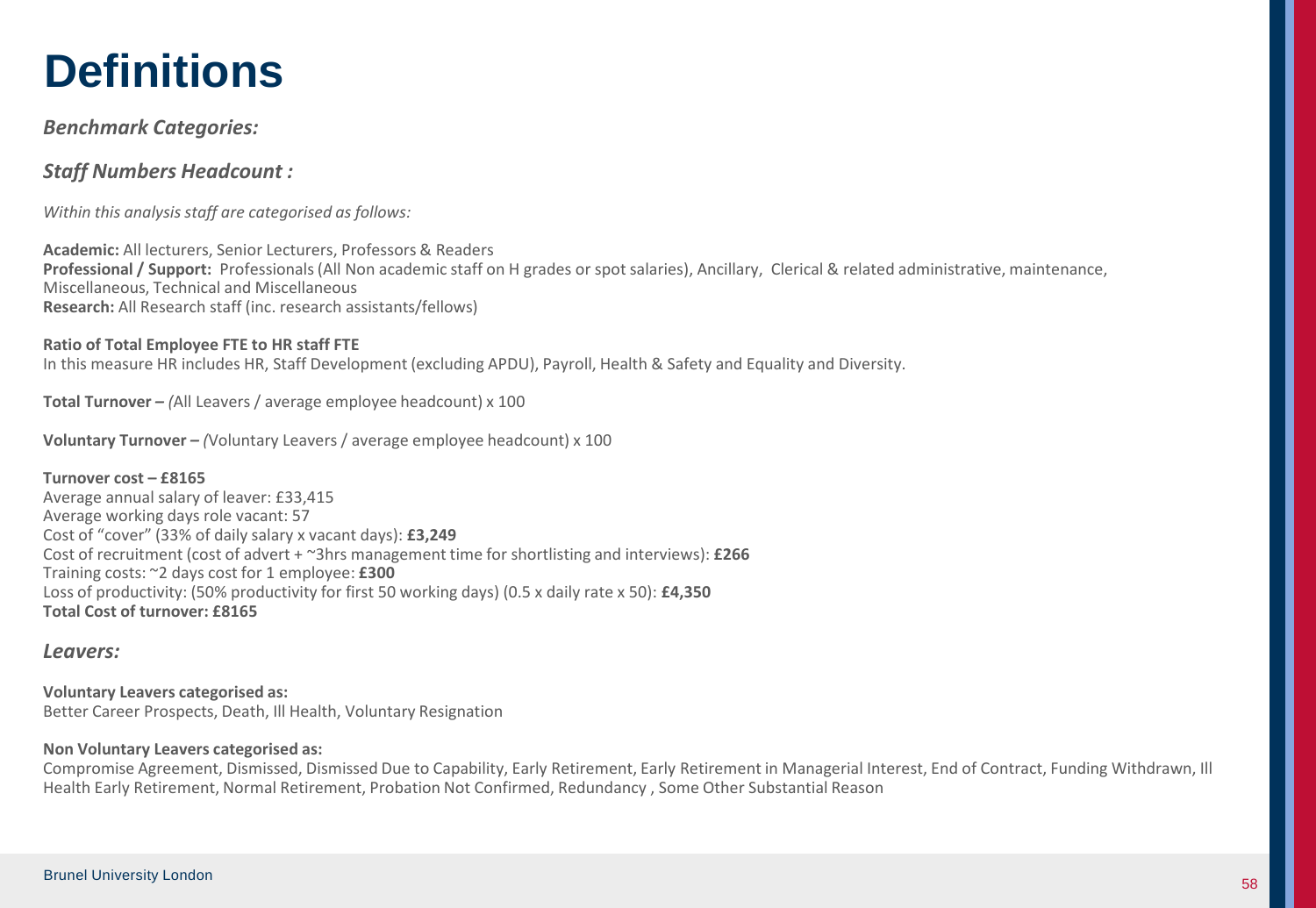# Definitions

### *Benchmark Categories:*

### *Staff Numbers Headcount :*

*Within this analysis staff are categorised as follows:*

**Academic:** All lecturers, Senior Lecturers, Professors & Readers
**Professional / Support:** Professionals (All Non academic staff on H grades or spot salaries), Ancillary, Clerical & related administrative, maintenance, Miscellaneous, Technical and Miscellaneous
**Research:** All Research staff (inc. research assistants/fellows)

**Ratio of Total Employee FTE to HR staff FTE**
In this measure HR includes HR, Staff Development (excluding APDU), Payroll, Health & Safety and Equality and Diversity.

**Total Turnover –** *(*All Leavers / average employee headcount) x 100

**Voluntary Turnover –** *(*Voluntary Leavers / average employee headcount) x 100

**Turnover cost – £8165**
Average annual salary of leaver: £33,415
Average working days role vacant: 57
Cost of "cover" (33% of daily salary x vacant days): **£3,249**
Cost of recruitment (cost of advert + ~3hrs management time for shortlisting and interviews): **£266**
Training costs: ~2 days cost for 1 employee: **£300**
Loss of productivity: (50% productivity for first 50 working days) (0.5 x daily rate x 50): **£4,350**
**Total Cost of turnover: £8165**

### *Leavers:*

**Voluntary Leavers categorised as:**
Better Career Prospects, Death, Ill Health, Voluntary Resignation

**Non Voluntary Leavers categorised as:**
Compromise Agreement, Dismissed, Dismissed Due to Capability, Early Retirement, Early Retirement in Managerial Interest, End of Contract, Funding Withdrawn, Ill Health Early Retirement, Normal Retirement, Probation Not Confirmed, Redundancy , Some Other Substantial Reason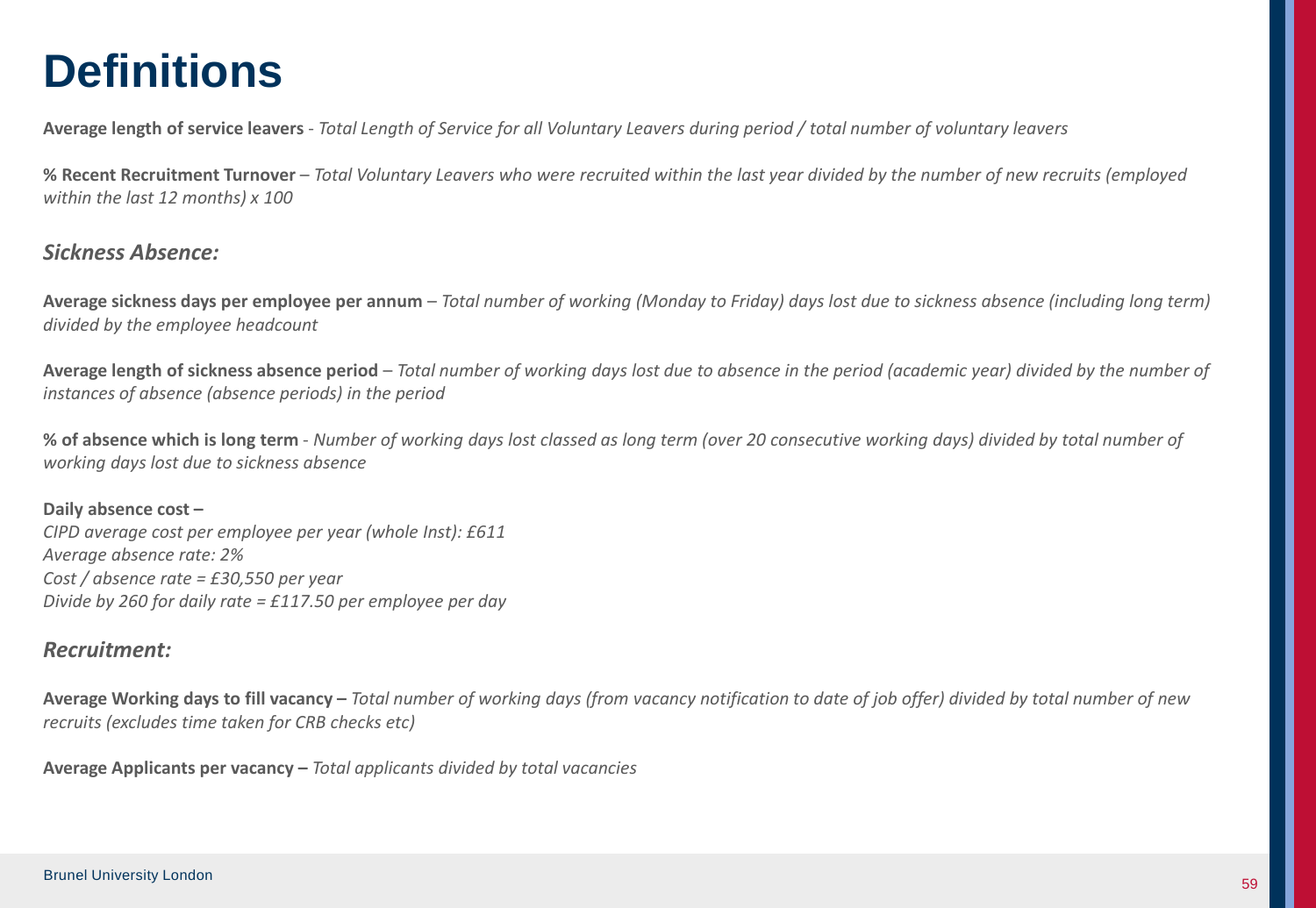# Definitions

**Average length of service leavers** - *Total Length of Service for all Voluntary Leavers during period / total number of voluntary leavers*

**% Recent Recruitment Turnover** – *Total Voluntary Leavers who were recruited within the last year divided by the number of new recruits (employed within the last 12 months) x 100*

## *Sickness Absence:*

**Average sickness days per employee per annum** – *Total number of working (Monday to Friday) days lost due to sickness absence (including long term) divided by the employee headcount*

**Average length of sickness absence period** – *Total number of working days lost due to absence in the period (academic year) divided by the number of instances of absence (absence periods) in the period*

**% of absence which is long term** - *Number of working days lost classed as long term (over 20 consecutive working days) divided by total number of working days lost due to sickness absence*

**Daily absence cost –**
*CIPD average cost per employee per year (whole Inst): £611*
*Average absence rate: 2%*
*Cost / absence rate = £30,550 per year*
*Divide by 260 for daily rate = £117.50 per employee per day*

## *Recruitment:*

**Average Working days to fill vacancy –** *Total number of working days (from vacancy notification to date of job offer) divided by total number of new recruits (excludes time taken for CRB checks etc)*

**Average Applicants per vacancy –** *Total applicants divided by total vacancies*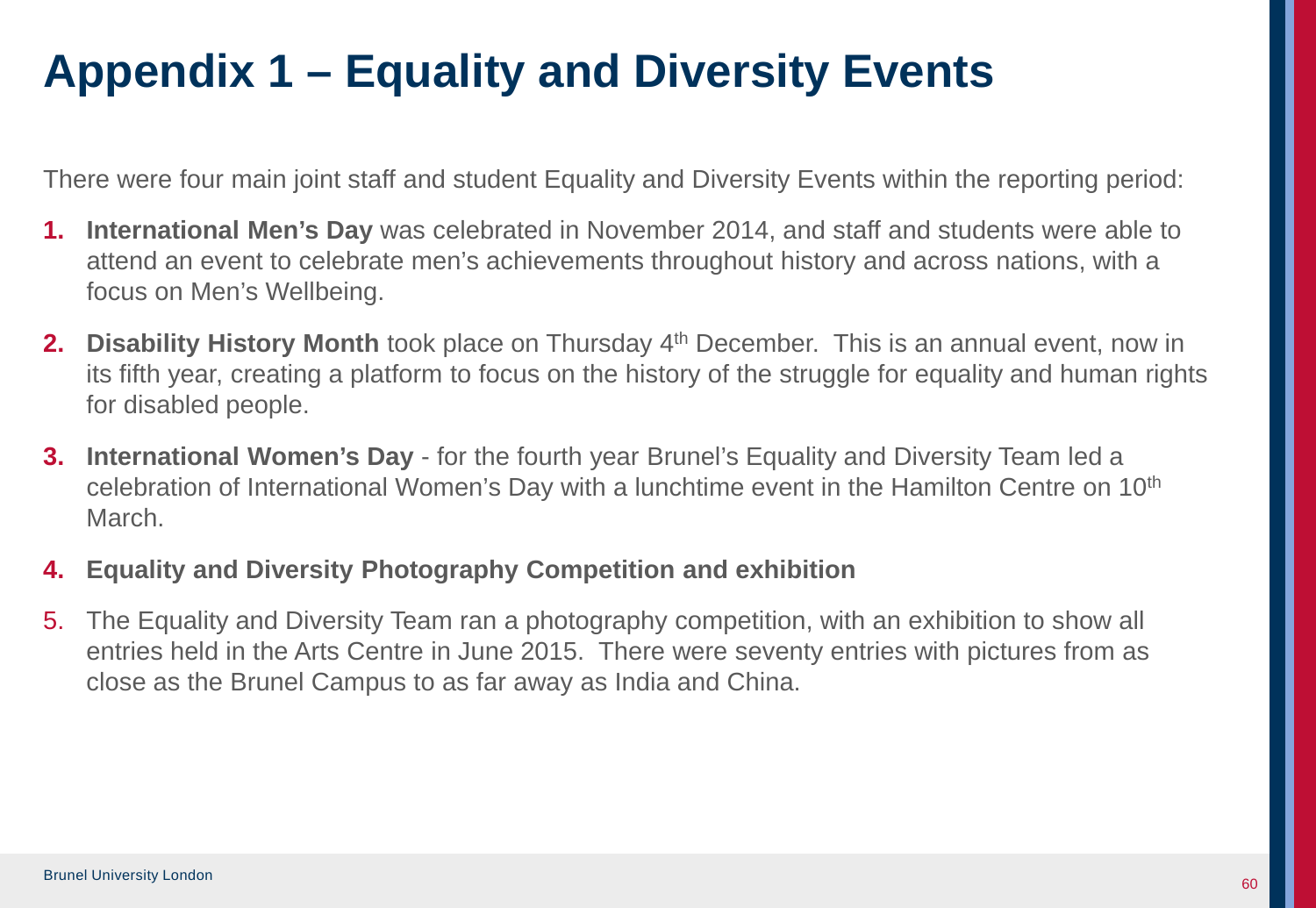# Appendix 1 – Equality and Diversity Events

There were four main joint staff and student Equality and Diversity Events within the reporting period:

1. **International Men's Day** was celebrated in November 2014, and staff and students were able to attend an event to celebrate men's achievements throughout history and across nations, with a focus on Men's Wellbeing.
2. **Disability History Month** took place on Thursday 4th December. This is an annual event, now in its fifth year, creating a platform to focus on the history of the struggle for equality and human rights for disabled people.
3. **International Women's Day** - for the fourth year Brunel's Equality and Diversity Team led a celebration of International Women's Day with a lunchtime event in the Hamilton Centre on 10th March.
4. **Equality and Diversity Photography Competition and exhibition**
5. The Equality and Diversity Team ran a photography competition, with an exhibition to show all entries held in the Arts Centre in June 2015. There were seventy entries with pictures from as close as the Brunel Campus to as far away as India and China.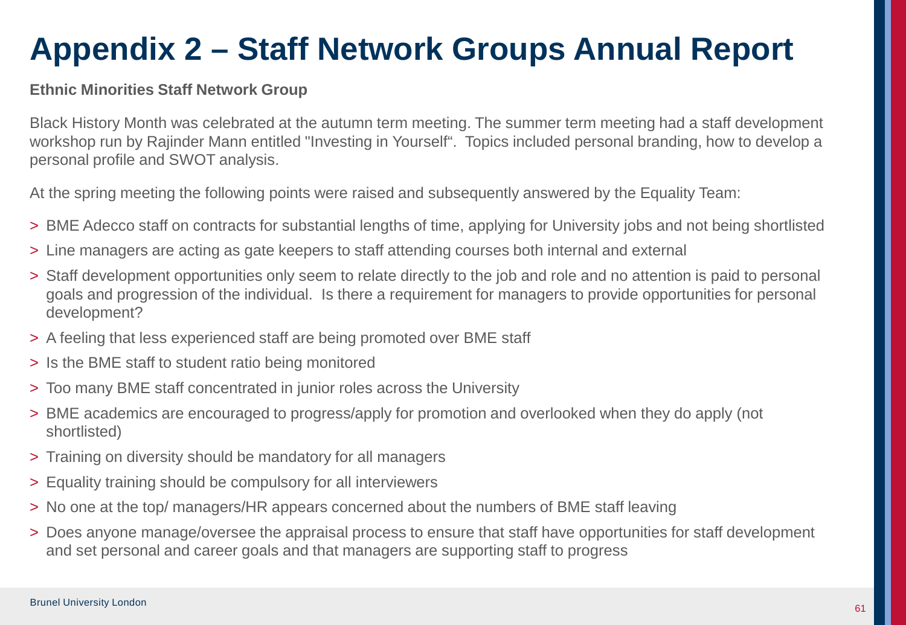# Appendix 2 – Staff Network Groups Annual Report

**Ethnic Minorities Staff Network Group**

Black History Month was celebrated at the autumn term meeting. The summer term meeting had a staff development workshop run by Rajinder Mann entitled "Investing in Yourself". Topics included personal branding, how to develop a personal profile and SWOT analysis.

At the spring meeting the following points were raised and subsequently answered by the Equality Team:

- BME Adecco staff on contracts for substantial lengths of time, applying for University jobs and not being shortlisted
- Line managers are acting as gate keepers to staff attending courses both internal and external
- Staff development opportunities only seem to relate directly to the job and role and no attention is paid to personal goals and progression of the individual. Is there a requirement for managers to provide opportunities for personal development?
- A feeling that less experienced staff are being promoted over BME staff
- Is the BME staff to student ratio being monitored
- Too many BME staff concentrated in junior roles across the University
- BME academics are encouraged to progress/apply for promotion and overlooked when they do apply (not shortlisted)
- Training on diversity should be mandatory for all managers
- Equality training should be compulsory for all interviewers
- No one at the top/ managers/HR appears concerned about the numbers of BME staff leaving
- Does anyone manage/oversee the appraisal process to ensure that staff have opportunities for staff development and set personal and career goals and that managers are supporting staff to progress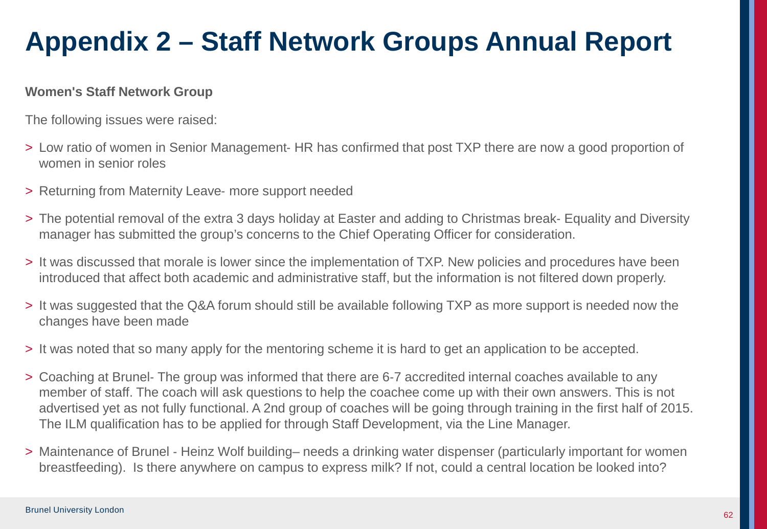# Appendix 2 – Staff Network Groups Annual Report

**Women's Staff Network Group**

The following issues were raised:

- Low ratio of women in Senior Management- HR has confirmed that post TXP there are now a good proportion of women in senior roles
- Returning from Maternity Leave- more support needed
- The potential removal of the extra 3 days holiday at Easter and adding to Christmas break- Equality and Diversity manager has submitted the group's concerns to the Chief Operating Officer for consideration.
- It was discussed that morale is lower since the implementation of TXP. New policies and procedures have been introduced that affect both academic and administrative staff, but the information is not filtered down properly.
- It was suggested that the Q&A forum should still be available following TXP as more support is needed now the changes have been made
- It was noted that so many apply for the mentoring scheme it is hard to get an application to be accepted.
- Coaching at Brunel- The group was informed that there are 6-7 accredited internal coaches available to any member of staff. The coach will ask questions to help the coachee come up with their own answers. This is not advertised yet as not fully functional. A 2nd group of coaches will be going through training in the first half of 2015. The ILM qualification has to be applied for through Staff Development, via the Line Manager.
- Maintenance of Brunel - Heinz Wolf building– needs a drinking water dispenser (particularly important for women breastfeeding). Is there anywhere on campus to express milk? If not, could a central location be looked into?